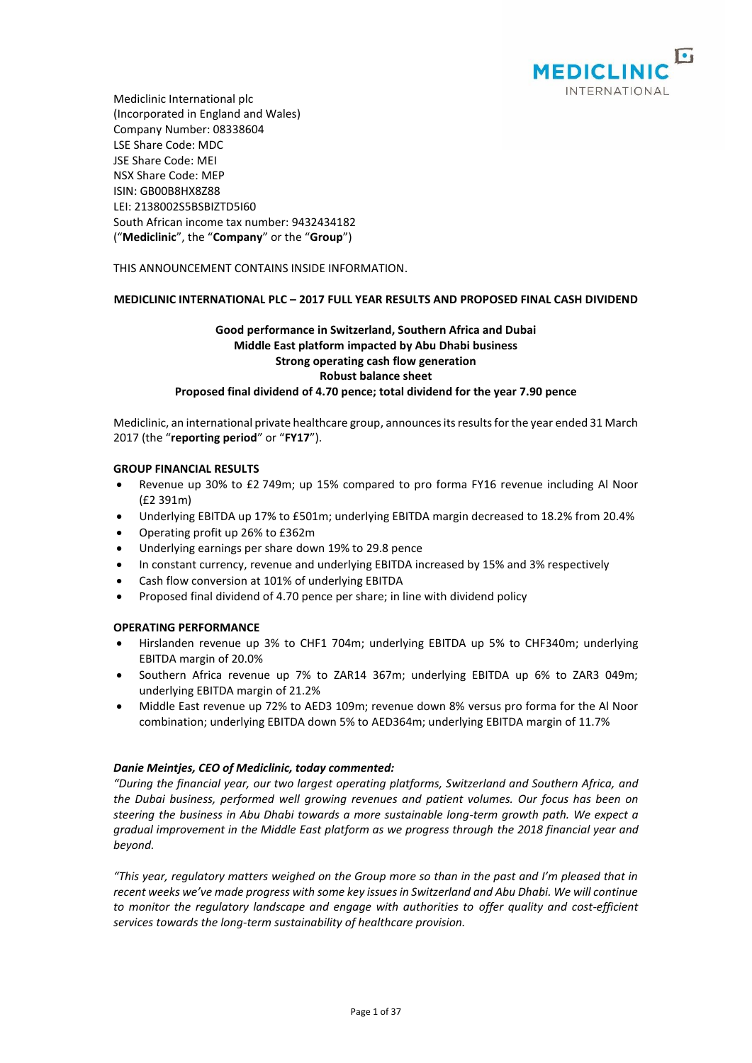Mediclinic International plc
(Incorporated in England and Wales)
Company Number: 08338604
LSE Share Code: MDC
JSE Share Code: MEI
NSX Share Code: MEP
ISIN: GB00B8HX8Z88
LEI: 2138002S5BSBIZTD5I60
South African income tax number: 9432434182
("**Mediclinic**", the "**Company**" or the "**Group**")

THIS ANNOUNCEMENT CONTAINS INSIDE INFORMATION.

**MEDICLINIC INTERNATIONAL PLC – 2017 FULL YEAR RESULTS AND PROPOSED FINAL CASH DIVIDEND**

**Good performance in Switzerland, Southern Africa and Dubai**
**Middle East platform impacted by Abu Dhabi business**
**Strong operating cash flow generation**
**Robust balance sheet**
**Proposed final dividend of 4.70 pence; total dividend for the year 7.90 pence**

Mediclinic, an international private healthcare group, announces its results for the year ended 31 March 2017 (the "**reporting period**" or "**FY17**").

**GROUP FINANCIAL RESULTS**

- Revenue up 30% to £2 749m; up 15% compared to pro forma FY16 revenue including Al Noor (£2 391m)
- Underlying EBITDA up 17% to £501m; underlying EBITDA margin decreased to 18.2% from 20.4%
- Operating profit up 26% to £362m
- Underlying earnings per share down 19% to 29.8 pence
- In constant currency, revenue and underlying EBITDA increased by 15% and 3% respectively
- Cash flow conversion at 101% of underlying EBITDA
- Proposed final dividend of 4.70 pence per share; in line with dividend policy

**OPERATING PERFORMANCE**

- Hirslanden revenue up 3% to CHF1 704m; underlying EBITDA up 5% to CHF340m; underlying EBITDA margin of 20.0%
- Southern Africa revenue up 7% to ZAR14 367m; underlying EBITDA up 6% to ZAR3 049m; underlying EBITDA margin of 21.2%
- Middle East revenue up 72% to AED3 109m; revenue down 8% versus pro forma for the Al Noor combination; underlying EBITDA down 5% to AED364m; underlying EBITDA margin of 11.7%

***Danie Meintjes, CEO of Mediclinic, today commented:***

*"During the financial year, our two largest operating platforms, Switzerland and Southern Africa, and the Dubai business, performed well growing revenues and patient volumes. Our focus has been on steering the business in Abu Dhabi towards a more sustainable long-term growth path. We expect a gradual improvement in the Middle East platform as we progress through the 2018 financial year and beyond.*

*"This year, regulatory matters weighed on the Group more so than in the past and I'm pleased that in recent weeks we've made progress with some key issues in Switzerland and Abu Dhabi. We will continue to monitor the regulatory landscape and engage with authorities to offer quality and cost-efficient services towards the long-term sustainability of healthcare provision.*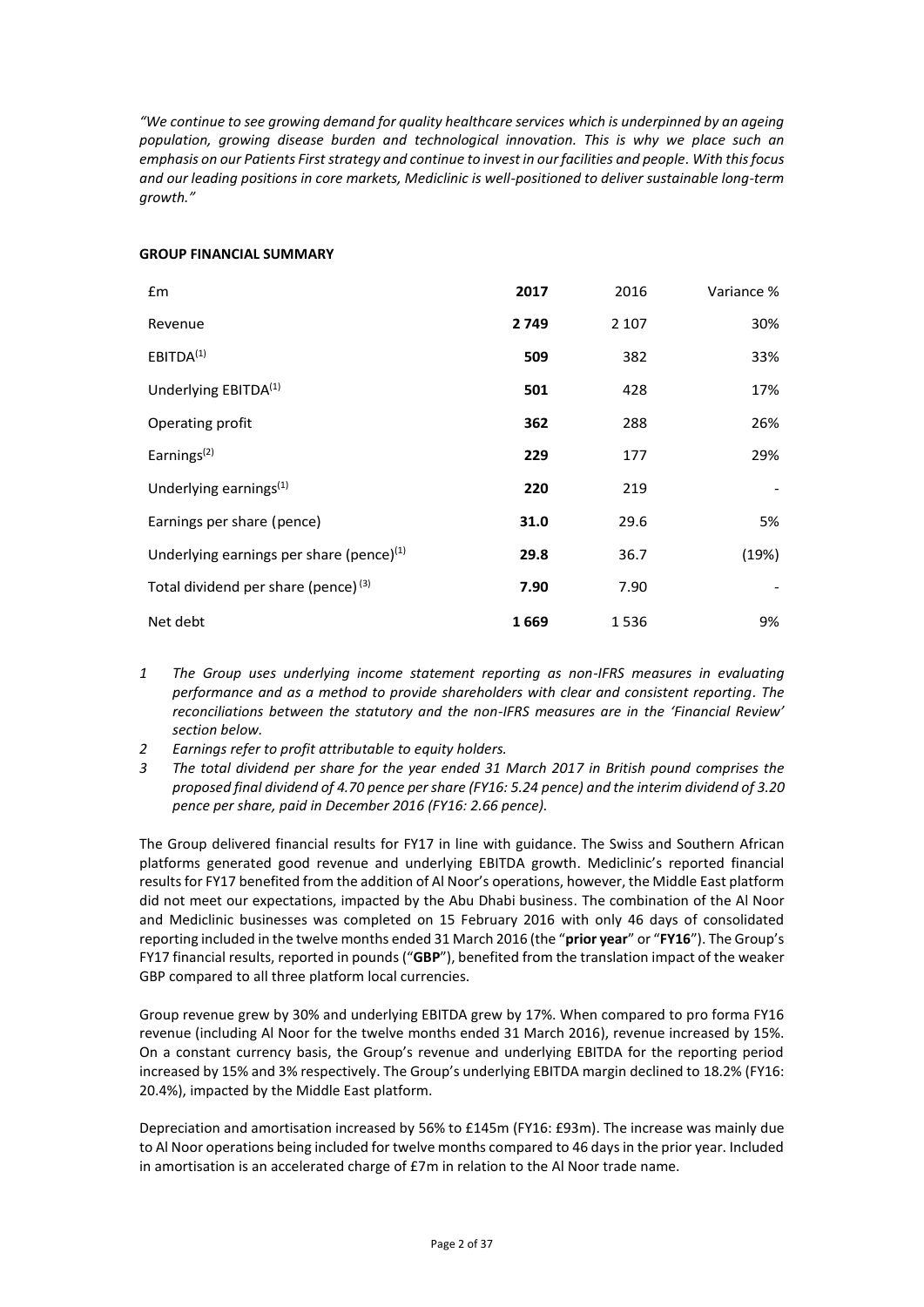*"We continue to see growing demand for quality healthcare services which is underpinned by an ageing population, growing disease burden and technological innovation. This is why we place such an emphasis on our Patients First strategy and continue to invest in our facilities and people. With this focus and our leading positions in core markets, Mediclinic is well-positioned to deliver sustainable long-term growth."*

**GROUP FINANCIAL SUMMARY**

| £m | **2017** | 2016 | Variance % |
|---|---|---|---|
| Revenue | **2 749** | 2 107 | 30% |
| EBITDA[(1)] | **509** | 382 | 33% |
| Underlying EBITDA[(1)] | **501** | 428 | 17% |
| Operating profit | **362** | 288 | 26% |
| Earnings[(2)] | **229** | 177 | 29% |
| Underlying earnings[(1)] | **220** | 219 | - |
| Earnings per share (pence) | **31.0** | 29.6 | 5% |
| Underlying earnings per share (pence)[(1)] | **29.8** | 36.7 | (19%) |
| Total dividend per share (pence)[(3)] | **7.90** | 7.90 | - |
| Net debt | **1 669** | 1 536 | 9% |

1. *The Group uses underlying income statement reporting as non-IFRS measures in evaluating performance and as a method to provide shareholders with clear and consistent reporting. The reconciliations between the statutory and the non-IFRS measures are in the 'Financial Review' section below.*
2. *Earnings refer to profit attributable to equity holders.*
3. *The total dividend per share for the year ended 31 March 2017 in British pound comprises the proposed final dividend of 4.70 pence per share (FY16: 5.24 pence) and the interim dividend of 3.20 pence per share, paid in December 2016 (FY16: 2.66 pence).*

The Group delivered financial results for FY17 in line with guidance. The Swiss and Southern African platforms generated good revenue and underlying EBITDA growth. Mediclinic's reported financial results for FY17 benefited from the addition of Al Noor's operations, however, the Middle East platform did not meet our expectations, impacted by the Abu Dhabi business. The combination of the Al Noor and Mediclinic businesses was completed on 15 February 2016 with only 46 days of consolidated reporting included in the twelve months ended 31 March 2016 (the "**prior year**" or "**FY16**"). The Group's FY17 financial results, reported in pounds ("**GBP**"), benefited from the translation impact of the weaker GBP compared to all three platform local currencies.

Group revenue grew by 30% and underlying EBITDA grew by 17%. When compared to pro forma FY16 revenue (including Al Noor for the twelve months ended 31 March 2016), revenue increased by 15%. On a constant currency basis, the Group's revenue and underlying EBITDA for the reporting period increased by 15% and 3% respectively. The Group's underlying EBITDA margin declined to 18.2% (FY16: 20.4%), impacted by the Middle East platform.

Depreciation and amortisation increased by 56% to £145m (FY16: £93m). The increase was mainly due to Al Noor operations being included for twelve months compared to 46 days in the prior year. Included in amortisation is an accelerated charge of £7m in relation to the Al Noor trade name.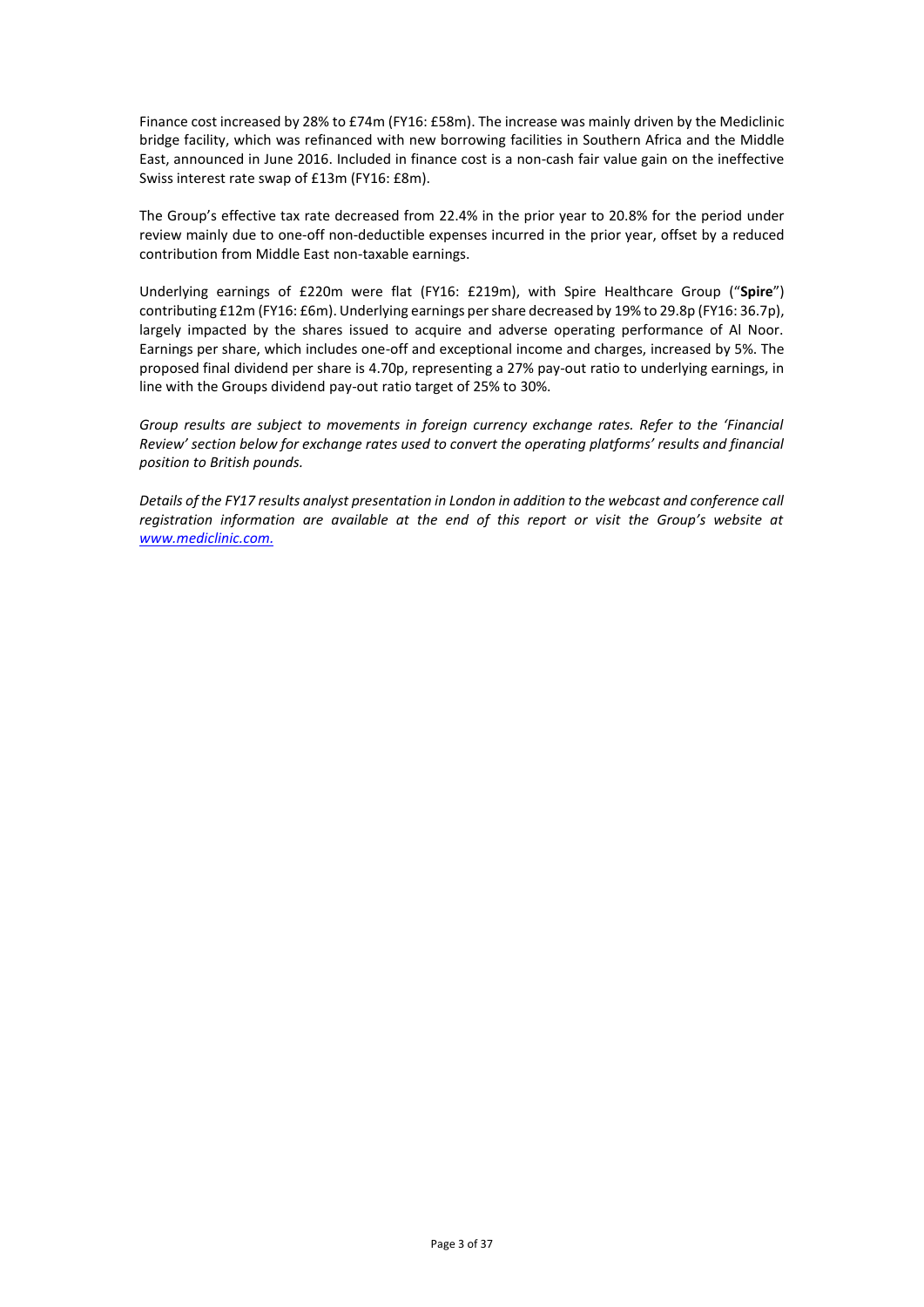Finance cost increased by 28% to £74m (FY16: £58m). The increase was mainly driven by the Mediclinic bridge facility, which was refinanced with new borrowing facilities in Southern Africa and the Middle East, announced in June 2016. Included in finance cost is a non-cash fair value gain on the ineffective Swiss interest rate swap of £13m (FY16: £8m).

The Group's effective tax rate decreased from 22.4% in the prior year to 20.8% for the period under review mainly due to one-off non-deductible expenses incurred in the prior year, offset by a reduced contribution from Middle East non-taxable earnings.

Underlying earnings of £220m were flat (FY16: £219m), with Spire Healthcare Group ("**Spire**") contributing £12m (FY16: £6m). Underlying earnings per share decreased by 19% to 29.8p (FY16: 36.7p), largely impacted by the shares issued to acquire and adverse operating performance of Al Noor. Earnings per share, which includes one-off and exceptional income and charges, increased by 5%. The proposed final dividend per share is 4.70p, representing a 27% pay-out ratio to underlying earnings, in line with the Groups dividend pay-out ratio target of 25% to 30%.

*Group results are subject to movements in foreign currency exchange rates. Refer to the 'Financial Review' section below for exchange rates used to convert the operating platforms' results and financial position to British pounds.*

*Details of the FY17 results analyst presentation in London in addition to the webcast and conference call registration information are available at the end of this report or visit the Group's website at [www.mediclinic.com.](http://www.mediclinic.com)*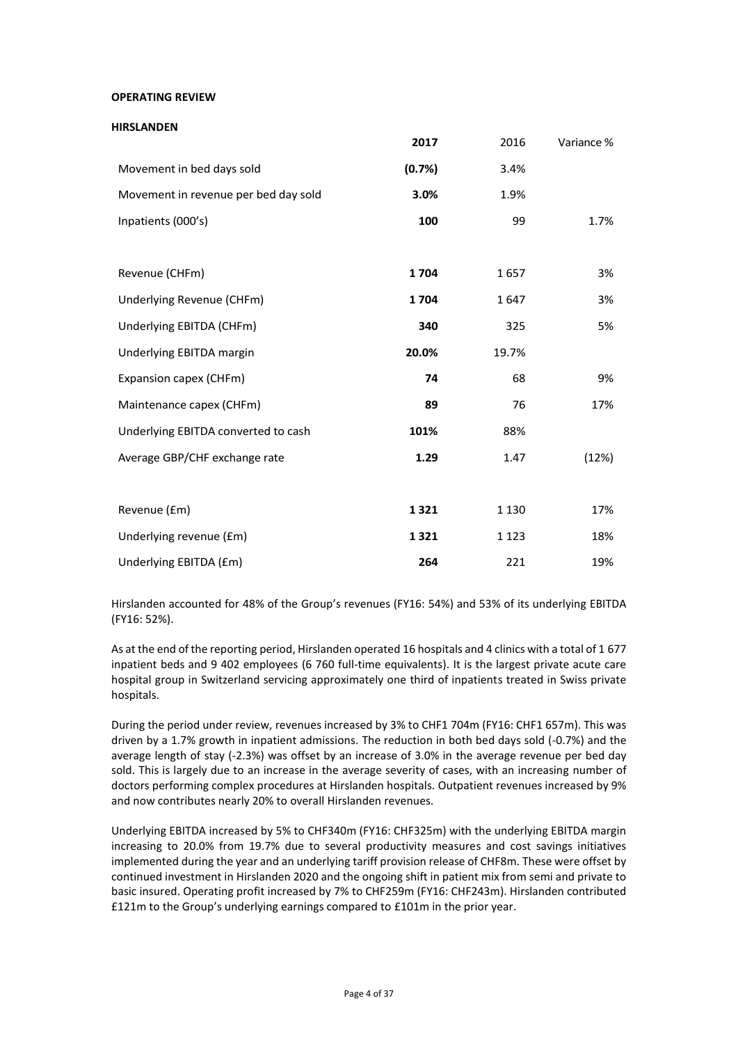**OPERATING REVIEW**

**HIRSLANDEN**

| | 2017 | 2016 | Variance % |
|---|---|---|---|
| Movement in bed days sold | **(0.7%)** | 3.4% | |
| Movement in revenue per bed day sold | **3.0%** | 1.9% | |
| Inpatients (000's) | **100** | 99 | 1.7% |
| | | | |
| Revenue (CHFm) | **1 704** | 1 657 | 3% |
| Underlying Revenue (CHFm) | **1 704** | 1 647 | 3% |
| Underlying EBITDA (CHFm) | **340** | 325 | 5% |
| Underlying EBITDA margin | **20.0%** | 19.7% | |
| Expansion capex (CHFm) | **74** | 68 | 9% |
| Maintenance capex (CHFm) | **89** | 76 | 17% |
| Underlying EBITDA converted to cash | **101%** | 88% | |
| Average GBP/CHF exchange rate | **1.29** | 1.47 | (12%) |
| | | | |
| Revenue (£m) | **1 321** | 1 130 | 17% |
| Underlying revenue (£m) | **1 321** | 1 123 | 18% |
| Underlying EBITDA (£m) | **264** | 221 | 19% |

Hirslanden accounted for 48% of the Group's revenues (FY16: 54%) and 53% of its underlying EBITDA (FY16: 52%).

As at the end of the reporting period, Hirslanden operated 16 hospitals and 4 clinics with a total of 1 677 inpatient beds and 9 402 employees (6 760 full-time equivalents). It is the largest private acute care hospital group in Switzerland servicing approximately one third of inpatients treated in Swiss private hospitals.

During the period under review, revenues increased by 3% to CHF1 704m (FY16: CHF1 657m). This was driven by a 1.7% growth in inpatient admissions. The reduction in both bed days sold (-0.7%) and the average length of stay (-2.3%) was offset by an increase of 3.0% in the average revenue per bed day sold. This is largely due to an increase in the average severity of cases, with an increasing number of doctors performing complex procedures at Hirslanden hospitals. Outpatient revenues increased by 9% and now contributes nearly 20% to overall Hirslanden revenues.

Underlying EBITDA increased by 5% to CHF340m (FY16: CHF325m) with the underlying EBITDA margin increasing to 20.0% from 19.7% due to several productivity measures and cost savings initiatives implemented during the year and an underlying tariff provision release of CHF8m. These were offset by continued investment in Hirslanden 2020 and the ongoing shift in patient mix from semi and private to basic insured. Operating profit increased by 7% to CHF259m (FY16: CHF243m). Hirslanden contributed £121m to the Group's underlying earnings compared to £101m in the prior year.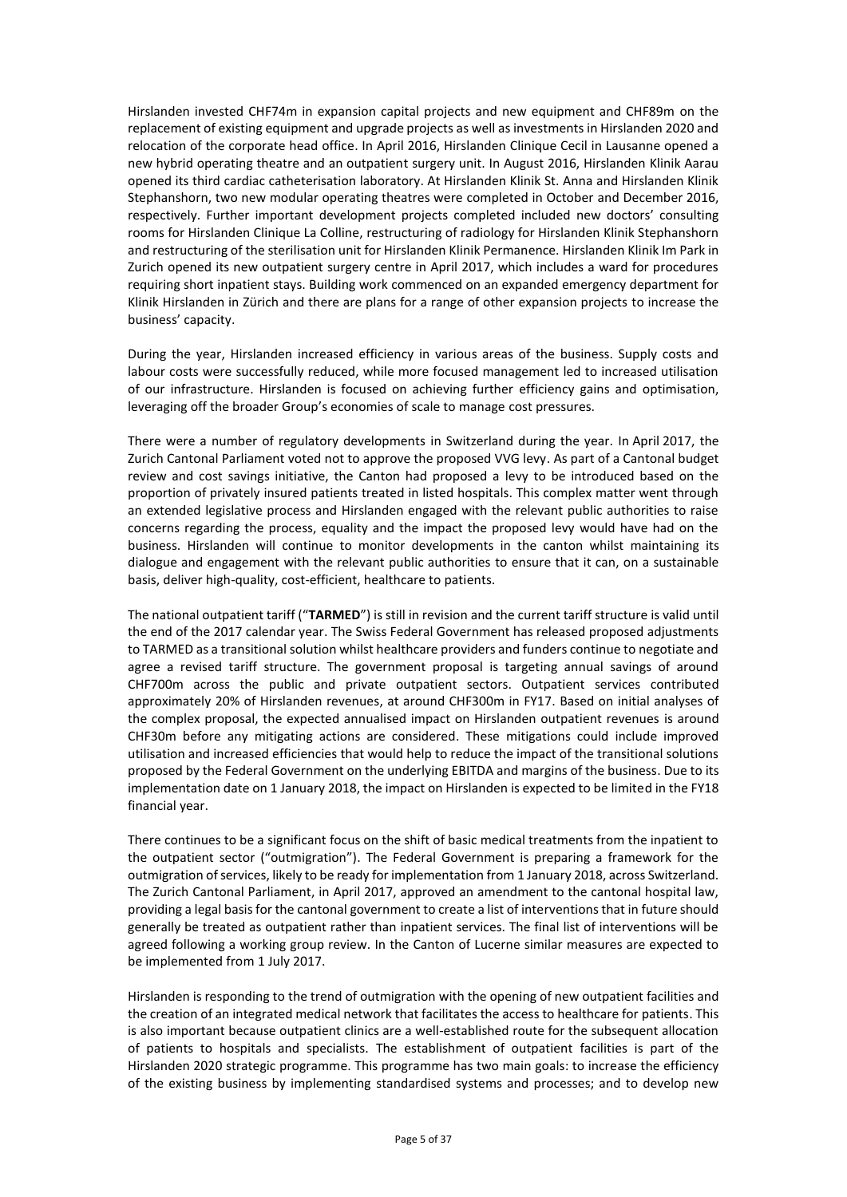Hirslanden invested CHF74m in expansion capital projects and new equipment and CHF89m on the replacement of existing equipment and upgrade projects as well as investments in Hirslanden 2020 and relocation of the corporate head office. In April 2016, Hirslanden Clinique Cecil in Lausanne opened a new hybrid operating theatre and an outpatient surgery unit. In August 2016, Hirslanden Klinik Aarau opened its third cardiac catheterisation laboratory. At Hirslanden Klinik St. Anna and Hirslanden Klinik Stephanshorn, two new modular operating theatres were completed in October and December 2016, respectively. Further important development projects completed included new doctors' consulting rooms for Hirslanden Clinique La Colline, restructuring of radiology for Hirslanden Klinik Stephanshorn and restructuring of the sterilisation unit for Hirslanden Klinik Permanence. Hirslanden Klinik Im Park in Zurich opened its new outpatient surgery centre in April 2017, which includes a ward for procedures requiring short inpatient stays. Building work commenced on an expanded emergency department for Klinik Hirslanden in Zürich and there are plans for a range of other expansion projects to increase the business' capacity.

During the year, Hirslanden increased efficiency in various areas of the business. Supply costs and labour costs were successfully reduced, while more focused management led to increased utilisation of our infrastructure. Hirslanden is focused on achieving further efficiency gains and optimisation, leveraging off the broader Group's economies of scale to manage cost pressures.

There were a number of regulatory developments in Switzerland during the year. In April 2017, the Zurich Cantonal Parliament voted not to approve the proposed VVG levy. As part of a Cantonal budget review and cost savings initiative, the Canton had proposed a levy to be introduced based on the proportion of privately insured patients treated in listed hospitals. This complex matter went through an extended legislative process and Hirslanden engaged with the relevant public authorities to raise concerns regarding the process, equality and the impact the proposed levy would have had on the business. Hirslanden will continue to monitor developments in the canton whilst maintaining its dialogue and engagement with the relevant public authorities to ensure that it can, on a sustainable basis, deliver high-quality, cost-efficient, healthcare to patients.

The national outpatient tariff ("**TARMED**") is still in revision and the current tariff structure is valid until the end of the 2017 calendar year. The Swiss Federal Government has released proposed adjustments to TARMED as a transitional solution whilst healthcare providers and funders continue to negotiate and agree a revised tariff structure. The government proposal is targeting annual savings of around CHF700m across the public and private outpatient sectors. Outpatient services contributed approximately 20% of Hirslanden revenues, at around CHF300m in FY17. Based on initial analyses of the complex proposal, the expected annualised impact on Hirslanden outpatient revenues is around CHF30m before any mitigating actions are considered. These mitigations could include improved utilisation and increased efficiencies that would help to reduce the impact of the transitional solutions proposed by the Federal Government on the underlying EBITDA and margins of the business. Due to its implementation date on 1 January 2018, the impact on Hirslanden is expected to be limited in the FY18 financial year.

There continues to be a significant focus on the shift of basic medical treatments from the inpatient to the outpatient sector ("outmigration"). The Federal Government is preparing a framework for the outmigration of services, likely to be ready for implementation from 1 January 2018, across Switzerland. The Zurich Cantonal Parliament, in April 2017, approved an amendment to the cantonal hospital law, providing a legal basis for the cantonal government to create a list of interventions that in future should generally be treated as outpatient rather than inpatient services. The final list of interventions will be agreed following a working group review. In the Canton of Lucerne similar measures are expected to be implemented from 1 July 2017.

Hirslanden is responding to the trend of outmigration with the opening of new outpatient facilities and the creation of an integrated medical network that facilitates the access to healthcare for patients. This is also important because outpatient clinics are a well-established route for the subsequent allocation of patients to hospitals and specialists. The establishment of outpatient facilities is part of the Hirslanden 2020 strategic programme. This programme has two main goals: to increase the efficiency of the existing business by implementing standardised systems and processes; and to develop new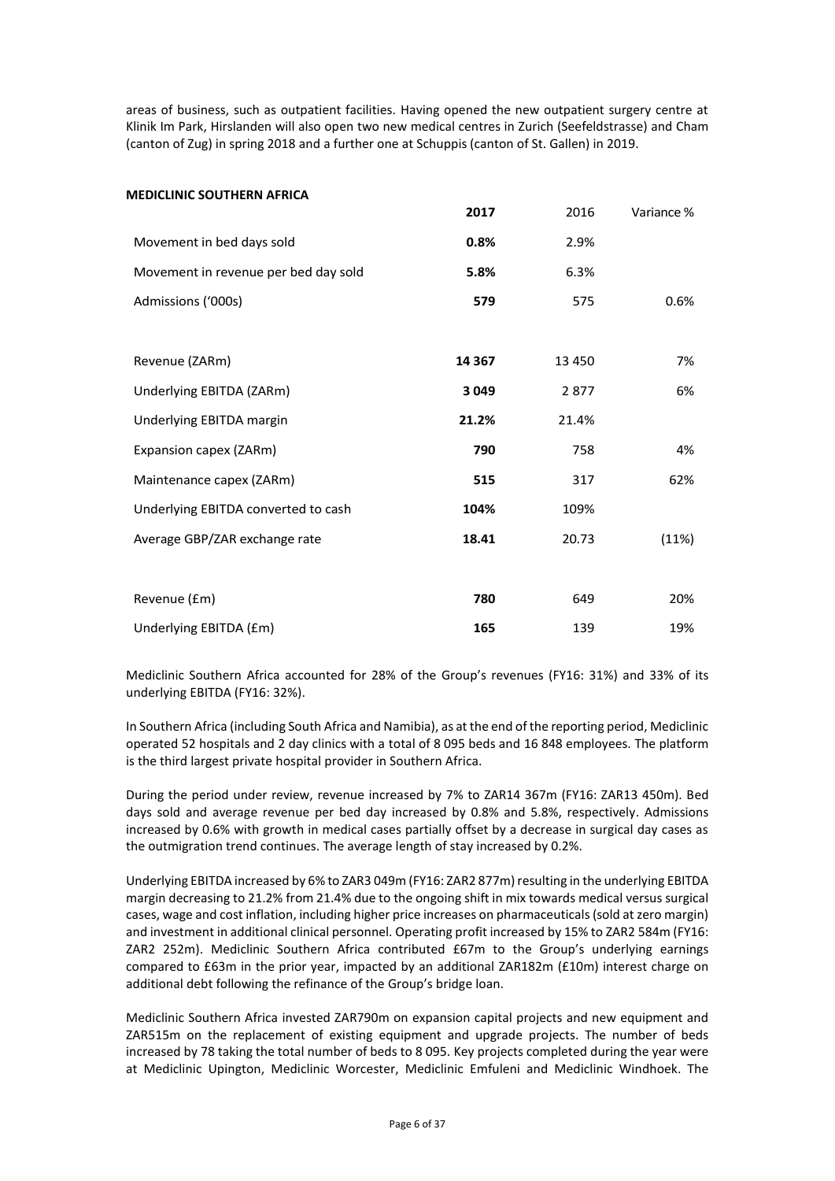areas of business, such as outpatient facilities. Having opened the new outpatient surgery centre at Klinik Im Park, Hirslanden will also open two new medical centres in Zurich (Seefeldstrasse) and Cham (canton of Zug) in spring 2018 and a further one at Schuppis (canton of St. Gallen) in 2019.

**MEDICLINIC SOUTHERN AFRICA**

| | **2017** | 2016 | Variance % |
|---|---|---|---|
| Movement in bed days sold | **0.8%** | 2.9% | |
| Movement in revenue per bed day sold | **5.8%** | 6.3% | |
| Admissions ('000s) | **579** | 575 | 0.6% |
| | | | |
| Revenue (ZARm) | **14 367** | 13 450 | 7% |
| Underlying EBITDA (ZARm) | **3 049** | 2 877 | 6% |
| Underlying EBITDA margin | **21.2%** | 21.4% | |
| Expansion capex (ZARm) | **790** | 758 | 4% |
| Maintenance capex (ZARm) | **515** | 317 | 62% |
| Underlying EBITDA converted to cash | **104%** | 109% | |
| Average GBP/ZAR exchange rate | **18.41** | 20.73 | (11%) |
| | | | |
| Revenue (£m) | **780** | 649 | 20% |
| Underlying EBITDA (£m) | **165** | 139 | 19% |

Mediclinic Southern Africa accounted for 28% of the Group's revenues (FY16: 31%) and 33% of its underlying EBITDA (FY16: 32%).

In Southern Africa (including South Africa and Namibia), as at the end of the reporting period, Mediclinic operated 52 hospitals and 2 day clinics with a total of 8 095 beds and 16 848 employees. The platform is the third largest private hospital provider in Southern Africa.

During the period under review, revenue increased by 7% to ZAR14 367m (FY16: ZAR13 450m). Bed days sold and average revenue per bed day increased by 0.8% and 5.8%, respectively. Admissions increased by 0.6% with growth in medical cases partially offset by a decrease in surgical day cases as the outmigration trend continues. The average length of stay increased by 0.2%.

Underlying EBITDA increased by 6% to ZAR3 049m (FY16: ZAR2 877m) resulting in the underlying EBITDA margin decreasing to 21.2% from 21.4% due to the ongoing shift in mix towards medical versus surgical cases, wage and cost inflation, including higher price increases on pharmaceuticals (sold at zero margin) and investment in additional clinical personnel. Operating profit increased by 15% to ZAR2 584m (FY16: ZAR2 252m). Mediclinic Southern Africa contributed £67m to the Group's underlying earnings compared to £63m in the prior year, impacted by an additional ZAR182m (£10m) interest charge on additional debt following the refinance of the Group's bridge loan.

Mediclinic Southern Africa invested ZAR790m on expansion capital projects and new equipment and ZAR515m on the replacement of existing equipment and upgrade projects. The number of beds increased by 78 taking the total number of beds to 8 095. Key projects completed during the year were at Mediclinic Upington, Mediclinic Worcester, Mediclinic Emfuleni and Mediclinic Windhoek. The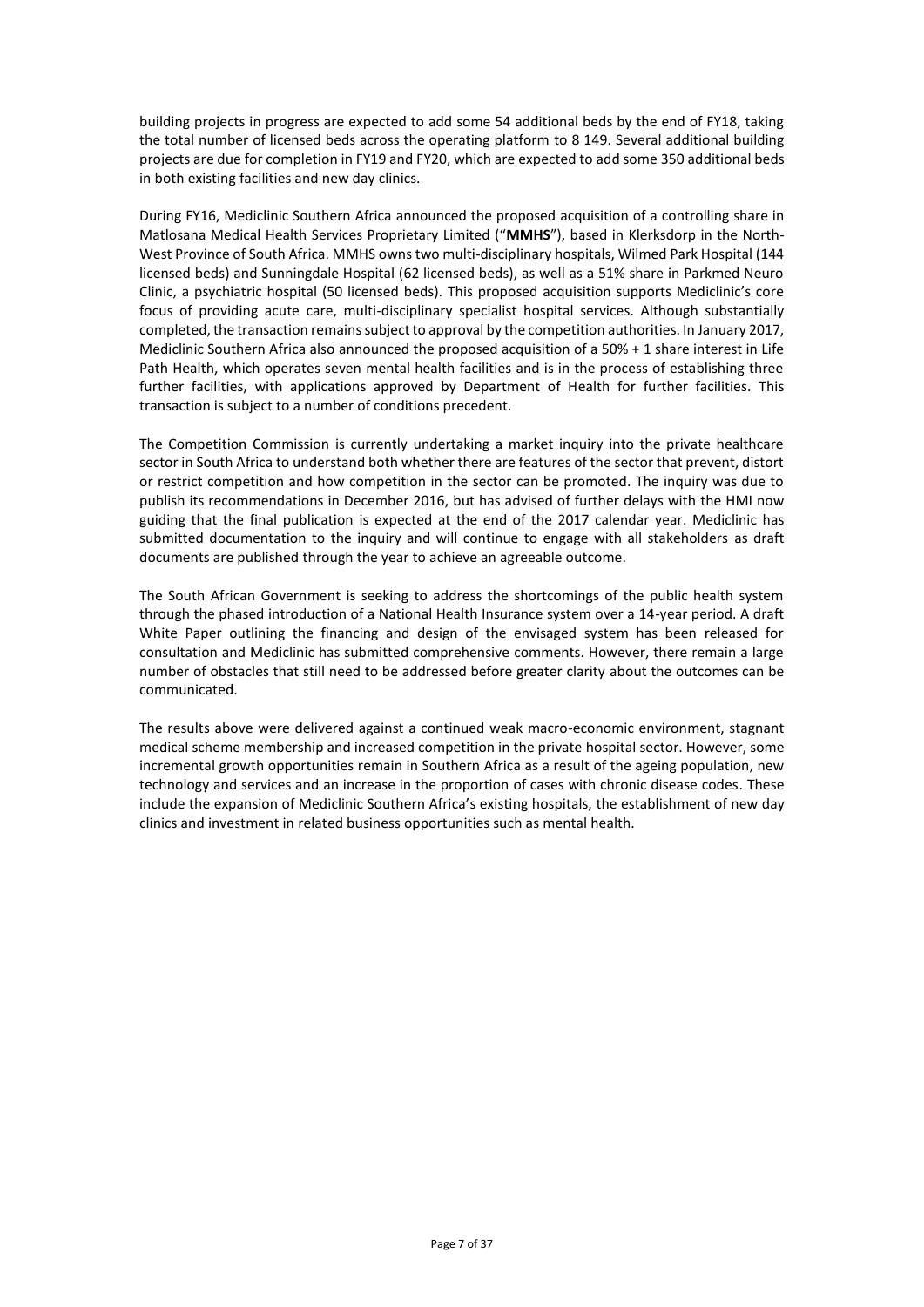building projects in progress are expected to add some 54 additional beds by the end of FY18, taking the total number of licensed beds across the operating platform to 8 149. Several additional building projects are due for completion in FY19 and FY20, which are expected to add some 350 additional beds in both existing facilities and new day clinics.

During FY16, Mediclinic Southern Africa announced the proposed acquisition of a controlling share in Matlosana Medical Health Services Proprietary Limited ("**MMHS**"), based in Klerksdorp in the North-West Province of South Africa. MMHS owns two multi-disciplinary hospitals, Wilmed Park Hospital (144 licensed beds) and Sunningdale Hospital (62 licensed beds), as well as a 51% share in Parkmed Neuro Clinic, a psychiatric hospital (50 licensed beds). This proposed acquisition supports Mediclinic's core focus of providing acute care, multi-disciplinary specialist hospital services. Although substantially completed, the transaction remains subject to approval by the competition authorities. In January 2017, Mediclinic Southern Africa also announced the proposed acquisition of a 50% + 1 share interest in Life Path Health, which operates seven mental health facilities and is in the process of establishing three further facilities, with applications approved by Department of Health for further facilities. This transaction is subject to a number of conditions precedent.

The Competition Commission is currently undertaking a market inquiry into the private healthcare sector in South Africa to understand both whether there are features of the sector that prevent, distort or restrict competition and how competition in the sector can be promoted. The inquiry was due to publish its recommendations in December 2016, but has advised of further delays with the HMI now guiding that the final publication is expected at the end of the 2017 calendar year. Mediclinic has submitted documentation to the inquiry and will continue to engage with all stakeholders as draft documents are published through the year to achieve an agreeable outcome.

The South African Government is seeking to address the shortcomings of the public health system through the phased introduction of a National Health Insurance system over a 14-year period. A draft White Paper outlining the financing and design of the envisaged system has been released for consultation and Mediclinic has submitted comprehensive comments. However, there remain a large number of obstacles that still need to be addressed before greater clarity about the outcomes can be communicated.

The results above were delivered against a continued weak macro-economic environment, stagnant medical scheme membership and increased competition in the private hospital sector. However, some incremental growth opportunities remain in Southern Africa as a result of the ageing population, new technology and services and an increase in the proportion of cases with chronic disease codes. These include the expansion of Mediclinic Southern Africa's existing hospitals, the establishment of new day clinics and investment in related business opportunities such as mental health.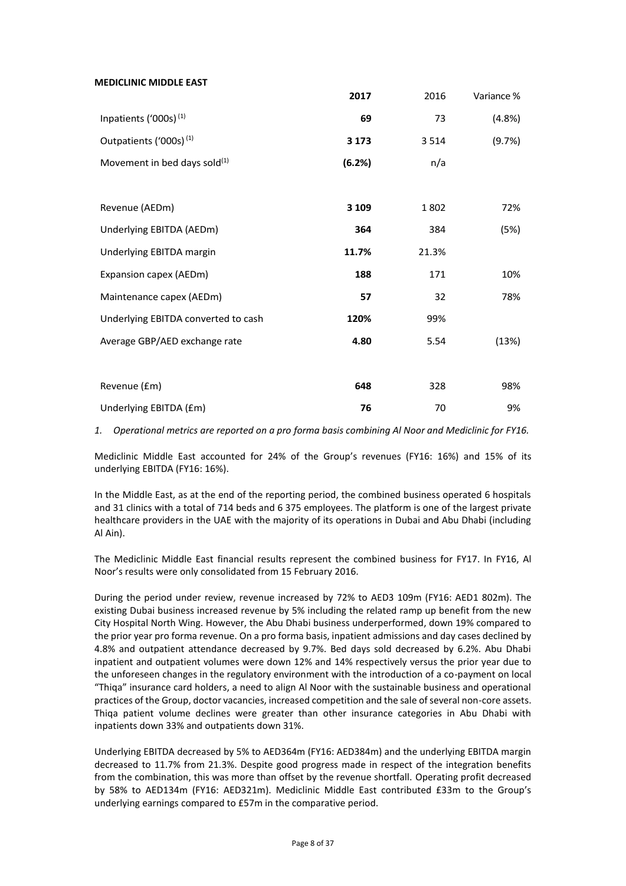**MEDICLINIC MIDDLE EAST**

| | **2017** | 2016 | Variance % |
|---|---|---|---|
| Inpatients ('000s) [(1)] | **69** | 73 | (4.8%) |
| Outpatients ('000s) [(1)] | **3 173** | 3 514 | (9.7%) |
| Movement in bed days sold[(1)] | **(6.2%)** | n/a | |
| | | | |
| Revenue (AEDm) | **3 109** | 1 802 | 72% |
| Underlying EBITDA (AEDm) | **364** | 384 | (5%) |
| Underlying EBITDA margin | **11.7%** | 21.3% | |
| Expansion capex (AEDm) | **188** | 171 | 10% |
| Maintenance capex (AEDm) | **57** | 32 | 78% |
| Underlying EBITDA converted to cash | **120%** | 99% | |
| Average GBP/AED exchange rate | **4.80** | 5.54 | (13%) |
| | | | |
| Revenue (£m) | **648** | 328 | 98% |
| Underlying EBITDA (£m) | **76** | 70 | 9% |

*1. Operational metrics are reported on a pro forma basis combining Al Noor and Mediclinic for FY16.*

Mediclinic Middle East accounted for 24% of the Group's revenues (FY16: 16%) and 15% of its underlying EBITDA (FY16: 16%).

In the Middle East, as at the end of the reporting period, the combined business operated 6 hospitals and 31 clinics with a total of 714 beds and 6 375 employees. The platform is one of the largest private healthcare providers in the UAE with the majority of its operations in Dubai and Abu Dhabi (including Al Ain).

The Mediclinic Middle East financial results represent the combined business for FY17. In FY16, Al Noor's results were only consolidated from 15 February 2016.

During the period under review, revenue increased by 72% to AED3 109m (FY16: AED1 802m). The existing Dubai business increased revenue by 5% including the related ramp up benefit from the new City Hospital North Wing. However, the Abu Dhabi business underperformed, down 19% compared to the prior year pro forma revenue. On a pro forma basis, inpatient admissions and day cases declined by 4.8% and outpatient attendance decreased by 9.7%. Bed days sold decreased by 6.2%. Abu Dhabi inpatient and outpatient volumes were down 12% and 14% respectively versus the prior year due to the unforeseen changes in the regulatory environment with the introduction of a co-payment on local "Thiqa" insurance card holders, a need to align Al Noor with the sustainable business and operational practices of the Group, doctor vacancies, increased competition and the sale of several non-core assets. Thiqa patient volume declines were greater than other insurance categories in Abu Dhabi with inpatients down 33% and outpatients down 31%.

Underlying EBITDA decreased by 5% to AED364m (FY16: AED384m) and the underlying EBITDA margin decreased to 11.7% from 21.3%. Despite good progress made in respect of the integration benefits from the combination, this was more than offset by the revenue shortfall. Operating profit decreased by 58% to AED134m (FY16: AED321m). Mediclinic Middle East contributed £33m to the Group's underlying earnings compared to £57m in the comparative period.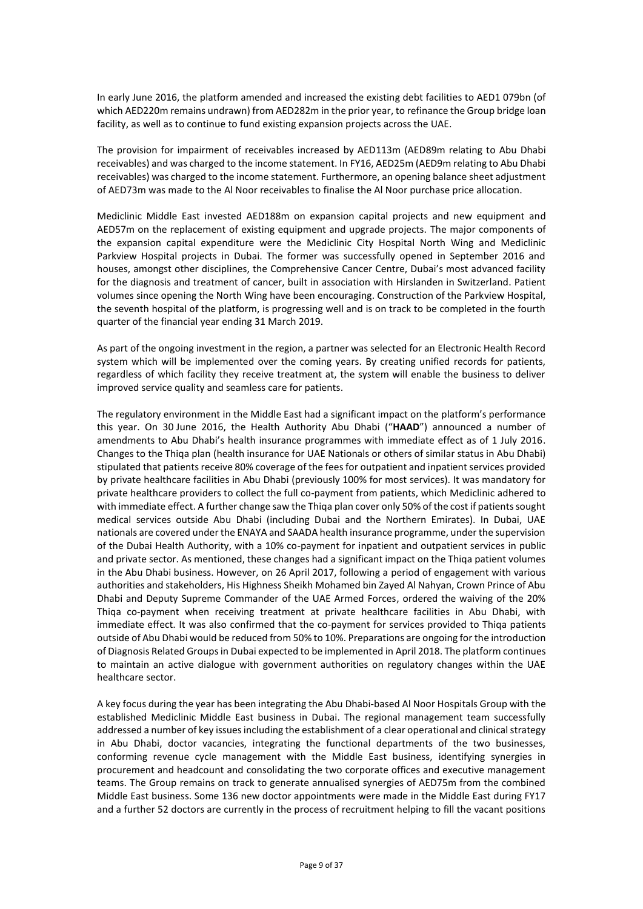In early June 2016, the platform amended and increased the existing debt facilities to AED1 079bn (of which AED220m remains undrawn) from AED282m in the prior year, to refinance the Group bridge loan facility, as well as to continue to fund existing expansion projects across the UAE.

The provision for impairment of receivables increased by AED113m (AED89m relating to Abu Dhabi receivables) and was charged to the income statement. In FY16, AED25m (AED9m relating to Abu Dhabi receivables) was charged to the income statement. Furthermore, an opening balance sheet adjustment of AED73m was made to the Al Noor receivables to finalise the Al Noor purchase price allocation.

Mediclinic Middle East invested AED188m on expansion capital projects and new equipment and AED57m on the replacement of existing equipment and upgrade projects. The major components of the expansion capital expenditure were the Mediclinic City Hospital North Wing and Mediclinic Parkview Hospital projects in Dubai. The former was successfully opened in September 2016 and houses, amongst other disciplines, the Comprehensive Cancer Centre, Dubai's most advanced facility for the diagnosis and treatment of cancer, built in association with Hirslanden in Switzerland. Patient volumes since opening the North Wing have been encouraging. Construction of the Parkview Hospital, the seventh hospital of the platform, is progressing well and is on track to be completed in the fourth quarter of the financial year ending 31 March 2019.

As part of the ongoing investment in the region, a partner was selected for an Electronic Health Record system which will be implemented over the coming years. By creating unified records for patients, regardless of which facility they receive treatment at, the system will enable the business to deliver improved service quality and seamless care for patients.

The regulatory environment in the Middle East had a significant impact on the platform's performance this year. On 30 June 2016, the Health Authority Abu Dhabi ("**HAAD**") announced a number of amendments to Abu Dhabi's health insurance programmes with immediate effect as of 1 July 2016. Changes to the Thiqa plan (health insurance for UAE Nationals or others of similar status in Abu Dhabi) stipulated that patients receive 80% coverage of the fees for outpatient and inpatient services provided by private healthcare facilities in Abu Dhabi (previously 100% for most services). It was mandatory for private healthcare providers to collect the full co-payment from patients, which Mediclinic adhered to with immediate effect. A further change saw the Thiqa plan cover only 50% of the cost if patients sought medical services outside Abu Dhabi (including Dubai and the Northern Emirates). In Dubai, UAE nationals are covered under the ENAYA and SAADA health insurance programme, under the supervision of the Dubai Health Authority, with a 10% co-payment for inpatient and outpatient services in public and private sector. As mentioned, these changes had a significant impact on the Thiqa patient volumes in the Abu Dhabi business. However, on 26 April 2017, following a period of engagement with various authorities and stakeholders, His Highness Sheikh Mohamed bin Zayed Al Nahyan, Crown Prince of Abu Dhabi and Deputy Supreme Commander of the UAE Armed Forces, ordered the waiving of the 20% Thiqa co-payment when receiving treatment at private healthcare facilities in Abu Dhabi, with immediate effect. It was also confirmed that the co-payment for services provided to Thiqa patients outside of Abu Dhabi would be reduced from 50% to 10%. Preparations are ongoing for the introduction of Diagnosis Related Groups in Dubai expected to be implemented in April 2018. The platform continues to maintain an active dialogue with government authorities on regulatory changes within the UAE healthcare sector.

A key focus during the year has been integrating the Abu Dhabi-based Al Noor Hospitals Group with the established Mediclinic Middle East business in Dubai. The regional management team successfully addressed a number of key issues including the establishment of a clear operational and clinical strategy in Abu Dhabi, doctor vacancies, integrating the functional departments of the two businesses, conforming revenue cycle management with the Middle East business, identifying synergies in procurement and headcount and consolidating the two corporate offices and executive management teams. The Group remains on track to generate annualised synergies of AED75m from the combined Middle East business. Some 136 new doctor appointments were made in the Middle East during FY17 and a further 52 doctors are currently in the process of recruitment helping to fill the vacant positions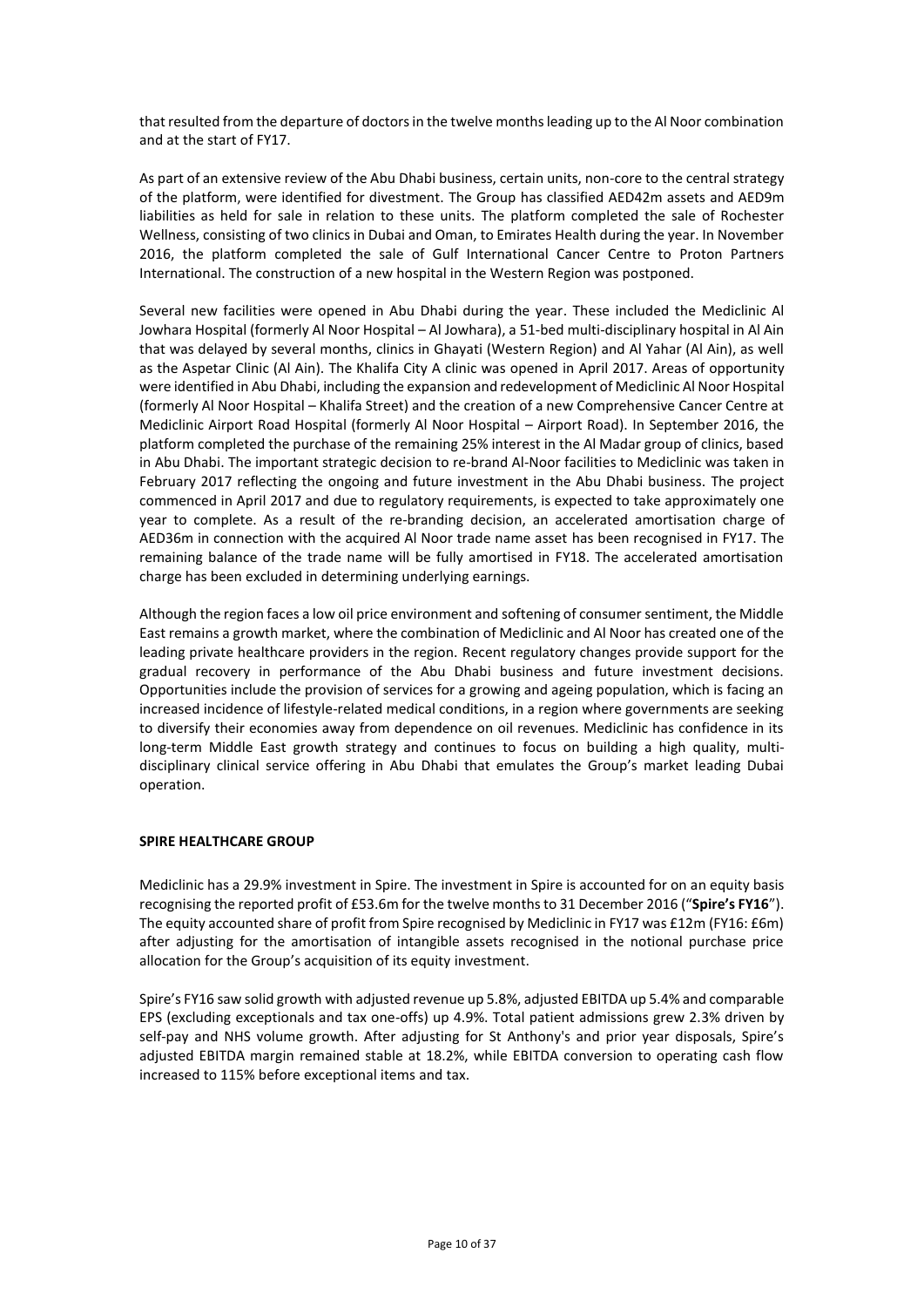that resulted from the departure of doctors in the twelve months leading up to the Al Noor combination and at the start of FY17.

As part of an extensive review of the Abu Dhabi business, certain units, non-core to the central strategy of the platform, were identified for divestment. The Group has classified AED42m assets and AED9m liabilities as held for sale in relation to these units. The platform completed the sale of Rochester Wellness, consisting of two clinics in Dubai and Oman, to Emirates Health during the year. In November 2016, the platform completed the sale of Gulf International Cancer Centre to Proton Partners International. The construction of a new hospital in the Western Region was postponed.

Several new facilities were opened in Abu Dhabi during the year. These included the Mediclinic Al Jowhara Hospital (formerly Al Noor Hospital – Al Jowhara), a 51-bed multi-disciplinary hospital in Al Ain that was delayed by several months, clinics in Ghayati (Western Region) and Al Yahar (Al Ain), as well as the Aspetar Clinic (Al Ain). The Khalifa City A clinic was opened in April 2017. Areas of opportunity were identified in Abu Dhabi, including the expansion and redevelopment of Mediclinic Al Noor Hospital (formerly Al Noor Hospital – Khalifa Street) and the creation of a new Comprehensive Cancer Centre at Mediclinic Airport Road Hospital (formerly Al Noor Hospital – Airport Road). In September 2016, the platform completed the purchase of the remaining 25% interest in the Al Madar group of clinics, based in Abu Dhabi. The important strategic decision to re-brand Al-Noor facilities to Mediclinic was taken in February 2017 reflecting the ongoing and future investment in the Abu Dhabi business. The project commenced in April 2017 and due to regulatory requirements, is expected to take approximately one year to complete. As a result of the re-branding decision, an accelerated amortisation charge of AED36m in connection with the acquired Al Noor trade name asset has been recognised in FY17. The remaining balance of the trade name will be fully amortised in FY18. The accelerated amortisation charge has been excluded in determining underlying earnings.

Although the region faces a low oil price environment and softening of consumer sentiment, the Middle East remains a growth market, where the combination of Mediclinic and Al Noor has created one of the leading private healthcare providers in the region. Recent regulatory changes provide support for the gradual recovery in performance of the Abu Dhabi business and future investment decisions. Opportunities include the provision of services for a growing and ageing population, which is facing an increased incidence of lifestyle-related medical conditions, in a region where governments are seeking to diversify their economies away from dependence on oil revenues. Mediclinic has confidence in its long-term Middle East growth strategy and continues to focus on building a high quality, multi-disciplinary clinical service offering in Abu Dhabi that emulates the Group's market leading Dubai operation.

**SPIRE HEALTHCARE GROUP**

Mediclinic has a 29.9% investment in Spire. The investment in Spire is accounted for on an equity basis recognising the reported profit of £53.6m for the twelve months to 31 December 2016 ("**Spire's FY16**"). The equity accounted share of profit from Spire recognised by Mediclinic in FY17 was £12m (FY16: £6m) after adjusting for the amortisation of intangible assets recognised in the notional purchase price allocation for the Group's acquisition of its equity investment.

Spire's FY16 saw solid growth with adjusted revenue up 5.8%, adjusted EBITDA up 5.4% and comparable EPS (excluding exceptionals and tax one-offs) up 4.9%. Total patient admissions grew 2.3% driven by self-pay and NHS volume growth. After adjusting for St Anthony's and prior year disposals, Spire's adjusted EBITDA margin remained stable at 18.2%, while EBITDA conversion to operating cash flow increased to 115% before exceptional items and tax.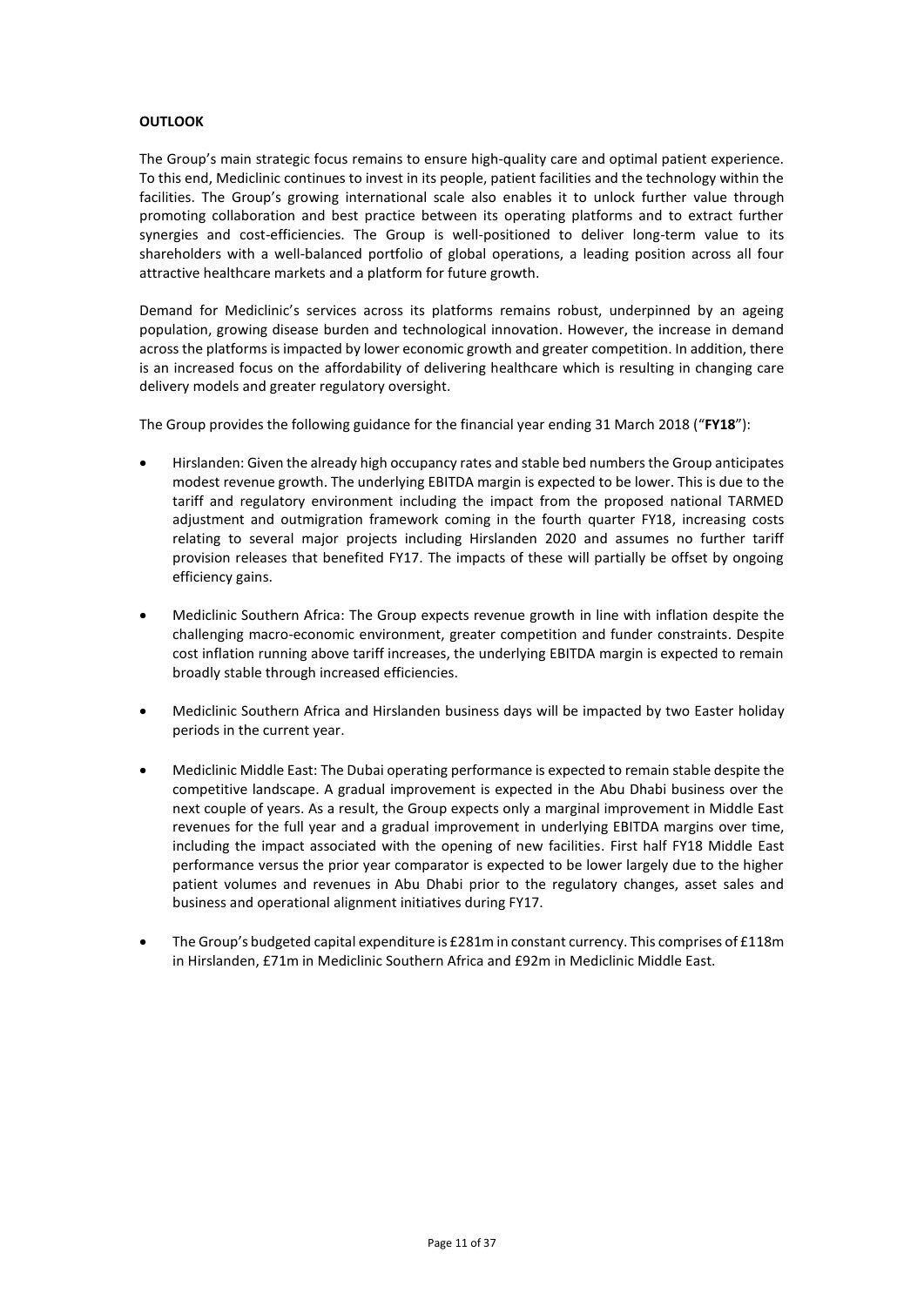**OUTLOOK**

The Group's main strategic focus remains to ensure high-quality care and optimal patient experience. To this end, Mediclinic continues to invest in its people, patient facilities and the technology within the facilities. The Group's growing international scale also enables it to unlock further value through promoting collaboration and best practice between its operating platforms and to extract further synergies and cost-efficiencies. The Group is well-positioned to deliver long-term value to its shareholders with a well-balanced portfolio of global operations, a leading position across all four attractive healthcare markets and a platform for future growth.

Demand for Mediclinic's services across its platforms remains robust, underpinned by an ageing population, growing disease burden and technological innovation. However, the increase in demand across the platforms is impacted by lower economic growth and greater competition. In addition, there is an increased focus on the affordability of delivering healthcare which is resulting in changing care delivery models and greater regulatory oversight.

The Group provides the following guidance for the financial year ending 31 March 2018 ("**FY18**"):

- Hirslanden: Given the already high occupancy rates and stable bed numbers the Group anticipates modest revenue growth. The underlying EBITDA margin is expected to be lower. This is due to the tariff and regulatory environment including the impact from the proposed national TARMED adjustment and outmigration framework coming in the fourth quarter FY18, increasing costs relating to several major projects including Hirslanden 2020 and assumes no further tariff provision releases that benefited FY17. The impacts of these will partially be offset by ongoing efficiency gains.

- Mediclinic Southern Africa: The Group expects revenue growth in line with inflation despite the challenging macro-economic environment, greater competition and funder constraints. Despite cost inflation running above tariff increases, the underlying EBITDA margin is expected to remain broadly stable through increased efficiencies.

- Mediclinic Southern Africa and Hirslanden business days will be impacted by two Easter holiday periods in the current year.

- Mediclinic Middle East: The Dubai operating performance is expected to remain stable despite the competitive landscape. A gradual improvement is expected in the Abu Dhabi business over the next couple of years. As a result, the Group expects only a marginal improvement in Middle East revenues for the full year and a gradual improvement in underlying EBITDA margins over time, including the impact associated with the opening of new facilities. First half FY18 Middle East performance versus the prior year comparator is expected to be lower largely due to the higher patient volumes and revenues in Abu Dhabi prior to the regulatory changes, asset sales and business and operational alignment initiatives during FY17.

- The Group's budgeted capital expenditure is £281m in constant currency. This comprises of £118m in Hirslanden, £71m in Mediclinic Southern Africa and £92m in Mediclinic Middle East.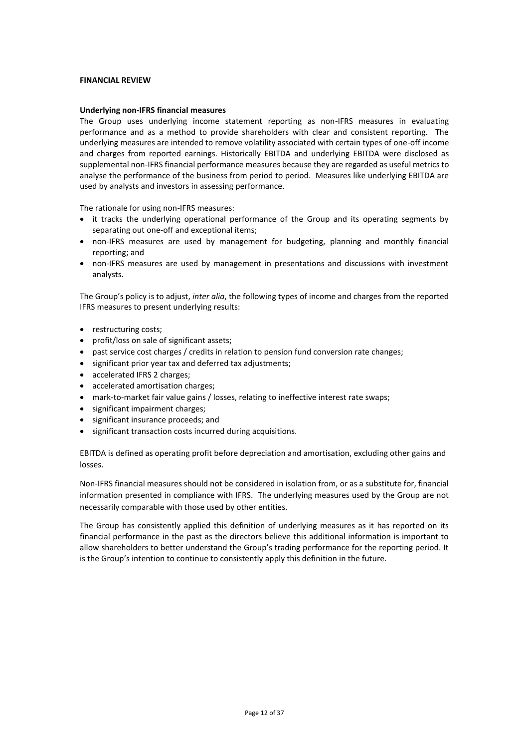## FINANCIAL REVIEW

### Underlying non-IFRS financial measures

The Group uses underlying income statement reporting as non-IFRS measures in evaluating performance and as a method to provide shareholders with clear and consistent reporting. The underlying measures are intended to remove volatility associated with certain types of one-off income and charges from reported earnings. Historically EBITDA and underlying EBITDA were disclosed as supplemental non-IFRS financial performance measures because they are regarded as useful metrics to analyse the performance of the business from period to period. Measures like underlying EBITDA are used by analysts and investors in assessing performance.

The rationale for using non-IFRS measures:

- it tracks the underlying operational performance of the Group and its operating segments by separating out one-off and exceptional items;
- non-IFRS measures are used by management for budgeting, planning and monthly financial reporting; and
- non-IFRS measures are used by management in presentations and discussions with investment analysts.

The Group's policy is to adjust, *inter alia*, the following types of income and charges from the reported IFRS measures to present underlying results:

- restructuring costs;
- profit/loss on sale of significant assets;
- past service cost charges / credits in relation to pension fund conversion rate changes;
- significant prior year tax and deferred tax adjustments;
- accelerated IFRS 2 charges;
- accelerated amortisation charges;
- mark-to-market fair value gains / losses, relating to ineffective interest rate swaps;
- significant impairment charges;
- significant insurance proceeds; and
- significant transaction costs incurred during acquisitions.

EBITDA is defined as operating profit before depreciation and amortisation, excluding other gains and losses.

Non-IFRS financial measures should not be considered in isolation from, or as a substitute for, financial information presented in compliance with IFRS. The underlying measures used by the Group are not necessarily comparable with those used by other entities.

The Group has consistently applied this definition of underlying measures as it has reported on its financial performance in the past as the directors believe this additional information is important to allow shareholders to better understand the Group's trading performance for the reporting period. It is the Group's intention to continue to consistently apply this definition in the future.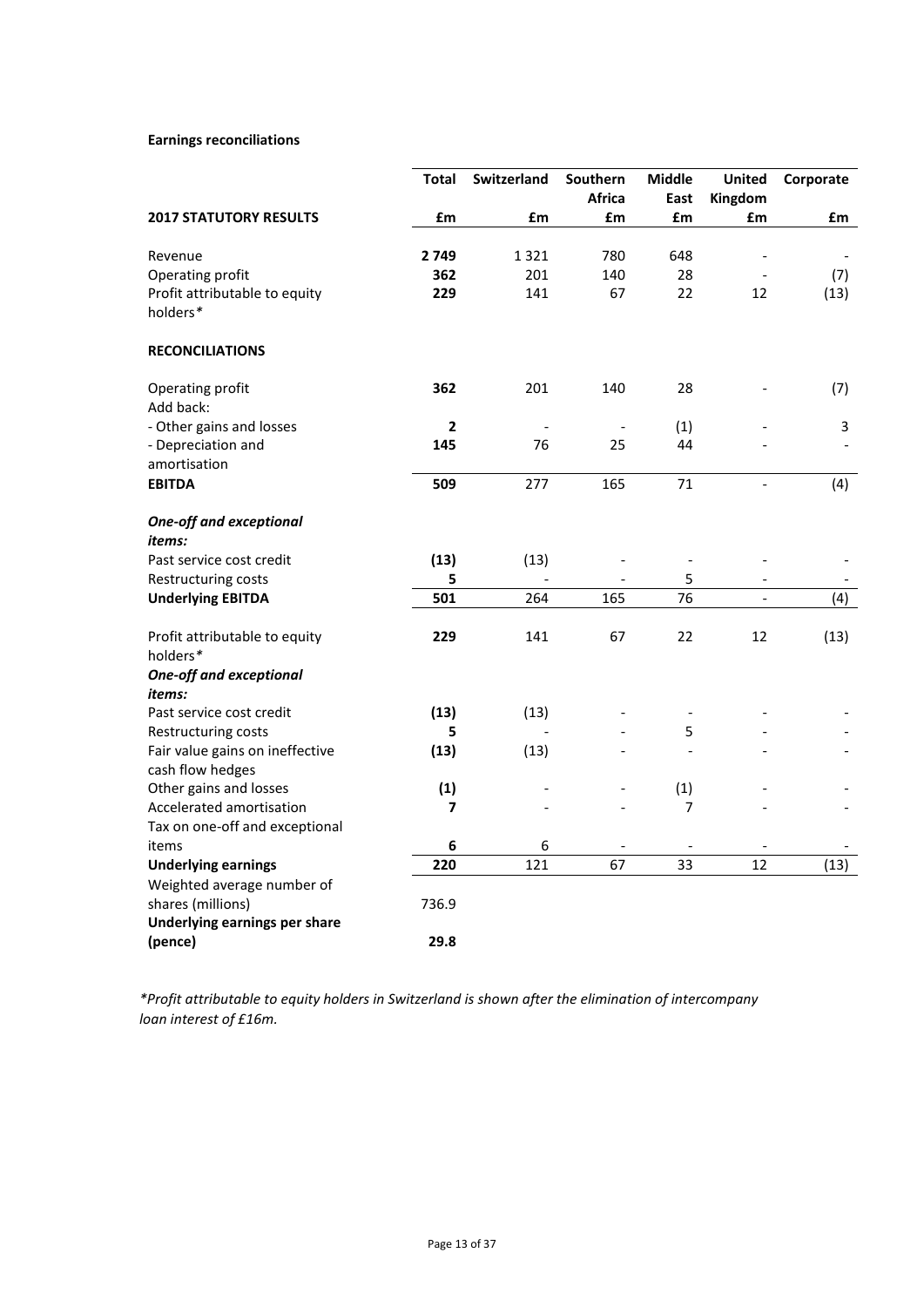**Earnings reconciliations**

| | Total | Switzerland | Southern Africa | Middle East | United Kingdom | Corporate |
|---|---|---|---|---|---|---|
| **2017 STATUTORY RESULTS** | **£m** | **£m** | **£m** | **£m** | **£m** | **£m** |
| Revenue | **2 749** | 1 321 | 780 | 648 | - | - |
| Operating profit | **362** | 201 | 140 | 28 | - | (7) |
| Profit attributable to equity holders* | **229** | 141 | 67 | 22 | 12 | (13) |
| **RECONCILIATIONS** | | | | | | |
| Operating profit | **362** | 201 | 140 | 28 | - | (7) |
| Add back: | | | | | | |
| - Other gains and losses | **2** | - | - | (1) | - | 3 |
| - Depreciation and amortisation | **145** | 76 | 25 | 44 | - | - |
| **EBITDA** | **509** | 277 | 165 | 71 | - | (4) |
| ***One-off and exceptional items:*** | | | | | | |
| Past service cost credit | **(13)** | (13) | - | - | - | - |
| Restructuring costs | **5** | - | - | 5 | - | - |
| **Underlying EBITDA** | **501** | 264 | 165 | 76 | - | (4) |
| Profit attributable to equity holders* | **229** | 141 | 67 | 22 | 12 | (13) |
| ***One-off and exceptional items:*** | | | | | | |
| Past service cost credit | **(13)** | (13) | - | - | - | - |
| Restructuring costs | **5** | - | - | 5 | - | - |
| Fair value gains on ineffective cash flow hedges | **(13)** | (13) | - | - | - | - |
| Other gains and losses | **(1)** | - | - | (1) | - | - |
| Accelerated amortisation | **7** | - | - | 7 | - | - |
| Tax on one-off and exceptional items | **6** | 6 | - | - | - | - |
| **Underlying earnings** | **220** | 121 | 67 | 33 | 12 | (13) |
| Weighted average number of shares (millions) | 736.9 | | | | | |
| **Underlying earnings per share (pence)** | **29.8** | | | | | |

*\*Profit attributable to equity holders in Switzerland is shown after the elimination of intercompany loan interest of £16m.*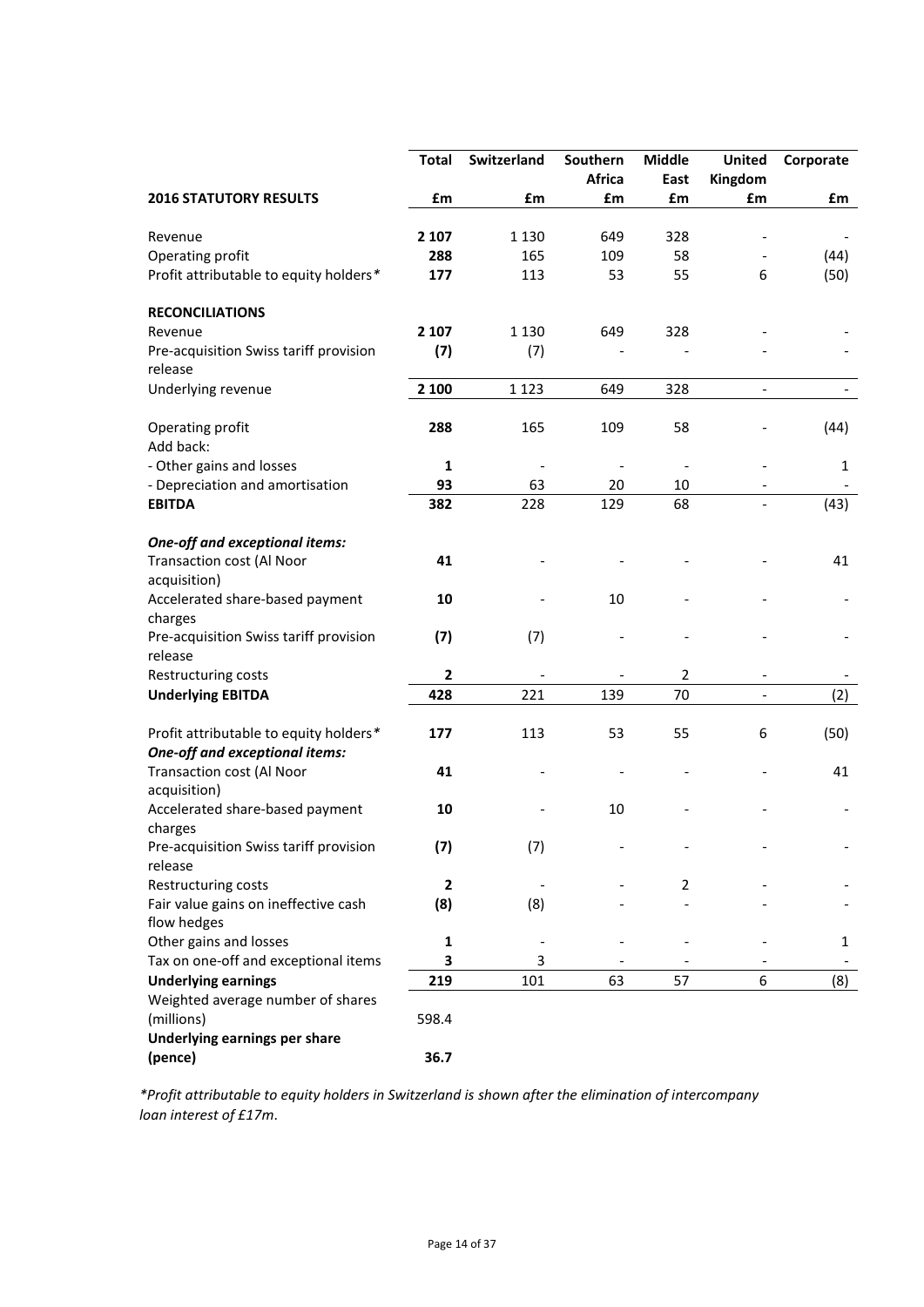| 2016 STATUTORY RESULTS | Total £m | Switzerland £m | Southern Africa £m | Middle East £m | United Kingdom £m | Corporate £m |
|---|---|---|---|---|---|---|
| Revenue | **2 107** | 1 130 | 649 | 328 | - | - |
| Operating profit | **288** | 165 | 109 | 58 | - | (44) |
| Profit attributable to equity holders* | **177** | 113 | 53 | 55 | 6 | (50) |
| **RECONCILIATIONS** | | | | | | |
| Revenue | **2 107** | 1 130 | 649 | 328 | - | - |
| Pre-acquisition Swiss tariff provision release | **(7)** | (7) | - | - | - | - |
| Underlying revenue | **2 100** | 1 123 | 649 | 328 | - | - |
| Operating profit | **288** | 165 | 109 | 58 | - | (44) |
| Add back: | | | | | | |
| - Other gains and losses | **1** | - | - | - | - | 1 |
| - Depreciation and amortisation | **93** | 63 | 20 | 10 | - | - |
| **EBITDA** | **382** | 228 | 129 | 68 | - | (43) |
| ***One-off and exceptional items:*** | | | | | | |
| Transaction cost (Al Noor acquisition) | **41** | - | - | - | - | 41 |
| Accelerated share-based payment charges | **10** | - | 10 | - | - | - |
| Pre-acquisition Swiss tariff provision release | **(7)** | (7) | - | - | - | - |
| Restructuring costs | **2** | - | - | 2 | - | - |
| **Underlying EBITDA** | **428** | 221 | 139 | 70 | - | (2) |
| Profit attributable to equity holders* | **177** | 113 | 53 | 55 | 6 | (50) |
| ***One-off and exceptional items:*** | | | | | | |
| Transaction cost (Al Noor acquisition) | **41** | - | - | - | - | 41 |
| Accelerated share-based payment charges | **10** | - | 10 | - | - | - |
| Pre-acquisition Swiss tariff provision release | **(7)** | (7) | - | - | - | - |
| Restructuring costs | **2** | - | - | 2 | - | - |
| Fair value gains on ineffective cash flow hedges | **(8)** | (8) | - | - | - | - |
| Other gains and losses | **1** | - | - | - | - | 1 |
| Tax on one-off and exceptional items | **3** | 3 | - | - | - | - |
| **Underlying earnings** | **219** | 101 | 63 | 57 | 6 | (8) |
| Weighted average number of shares (millions) | 598.4 | | | | | |
| **Underlying earnings per share (pence)** | **36.7** | | | | | |

*\*Profit attributable to equity holders in Switzerland is shown after the elimination of intercompany loan interest of £17m.*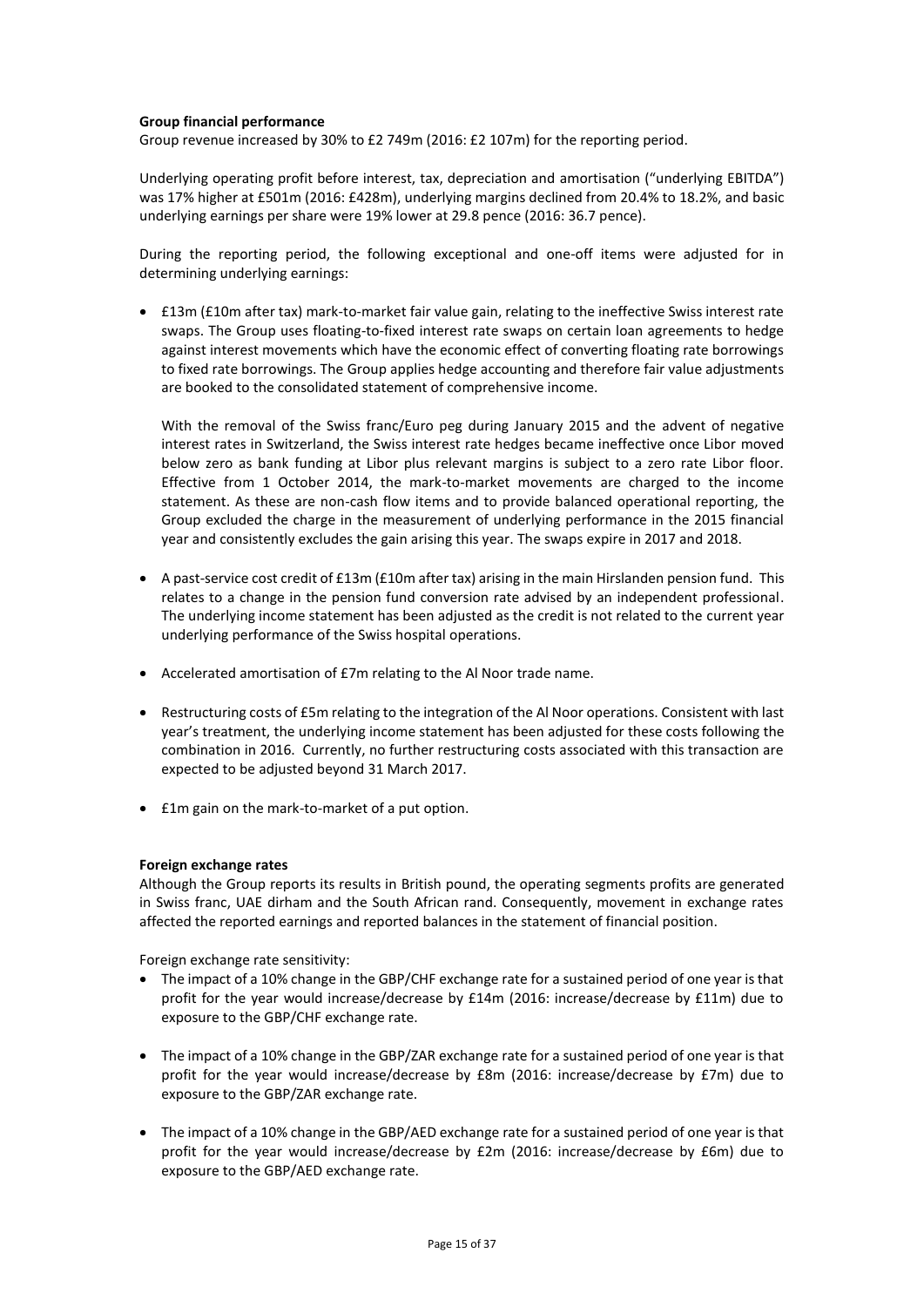**Group financial performance**

Group revenue increased by 30% to £2 749m (2016: £2 107m) for the reporting period.

Underlying operating profit before interest, tax, depreciation and amortisation ("underlying EBITDA") was 17% higher at £501m (2016: £428m), underlying margins declined from 20.4% to 18.2%, and basic underlying earnings per share were 19% lower at 29.8 pence (2016: 36.7 pence).

During the reporting period, the following exceptional and one-off items were adjusted for in determining underlying earnings:

- £13m (£10m after tax) mark-to-market fair value gain, relating to the ineffective Swiss interest rate swaps. The Group uses floating-to-fixed interest rate swaps on certain loan agreements to hedge against interest movements which have the economic effect of converting floating rate borrowings to fixed rate borrowings. The Group applies hedge accounting and therefore fair value adjustments are booked to the consolidated statement of comprehensive income.

  With the removal of the Swiss franc/Euro peg during January 2015 and the advent of negative interest rates in Switzerland, the Swiss interest rate hedges became ineffective once Libor moved below zero as bank funding at Libor plus relevant margins is subject to a zero rate Libor floor. Effective from 1 October 2014, the mark-to-market movements are charged to the income statement. As these are non-cash flow items and to provide balanced operational reporting, the Group excluded the charge in the measurement of underlying performance in the 2015 financial year and consistently excludes the gain arising this year. The swaps expire in 2017 and 2018.

- A past-service cost credit of £13m (£10m after tax) arising in the main Hirslanden pension fund. This relates to a change in the pension fund conversion rate advised by an independent professional. The underlying income statement has been adjusted as the credit is not related to the current year underlying performance of the Swiss hospital operations.

- Accelerated amortisation of £7m relating to the Al Noor trade name.

- Restructuring costs of £5m relating to the integration of the Al Noor operations. Consistent with last year's treatment, the underlying income statement has been adjusted for these costs following the combination in 2016. Currently, no further restructuring costs associated with this transaction are expected to be adjusted beyond 31 March 2017.

- £1m gain on the mark-to-market of a put option.

**Foreign exchange rates**

Although the Group reports its results in British pound, the operating segments profits are generated in Swiss franc, UAE dirham and the South African rand. Consequently, movement in exchange rates affected the reported earnings and reported balances in the statement of financial position.

Foreign exchange rate sensitivity:

- The impact of a 10% change in the GBP/CHF exchange rate for a sustained period of one year is that profit for the year would increase/decrease by £14m (2016: increase/decrease by £11m) due to exposure to the GBP/CHF exchange rate.

- The impact of a 10% change in the GBP/ZAR exchange rate for a sustained period of one year is that profit for the year would increase/decrease by £8m (2016: increase/decrease by £7m) due to exposure to the GBP/ZAR exchange rate.

- The impact of a 10% change in the GBP/AED exchange rate for a sustained period of one year is that profit for the year would increase/decrease by £2m (2016: increase/decrease by £6m) due to exposure to the GBP/AED exchange rate.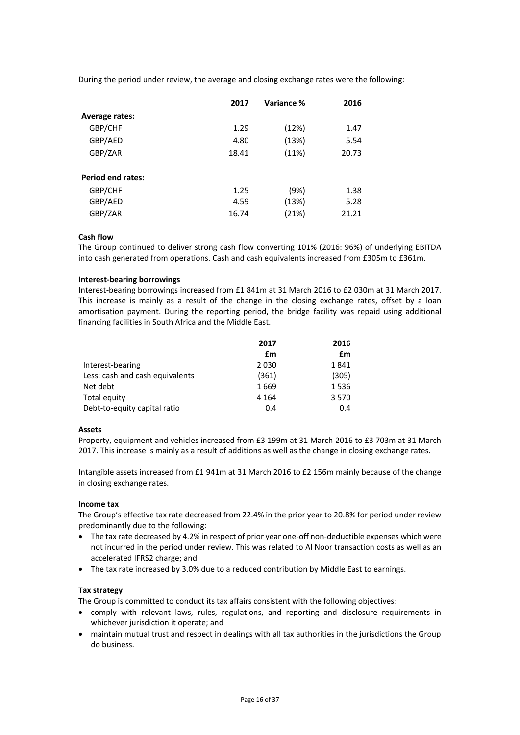During the period under review, the average and closing exchange rates were the following:

| | 2017 | Variance % | 2016 |
|---|---|---|---|
| **Average rates:** | | | |
| GBP/CHF | 1.29 | (12%) | 1.47 |
| GBP/AED | 4.80 | (13%) | 5.54 |
| GBP/ZAR | 18.41 | (11%) | 20.73 |
| **Period end rates:** | | | |
| GBP/CHF | 1.25 | (9%) | 1.38 |
| GBP/AED | 4.59 | (13%) | 5.28 |
| GBP/ZAR | 16.74 | (21%) | 21.21 |

**Cash flow**

The Group continued to deliver strong cash flow converting 101% (2016: 96%) of underlying EBITDA into cash generated from operations. Cash and cash equivalents increased from £305m to £361m.

**Interest-bearing borrowings**

Interest-bearing borrowings increased from £1 841m at 31 March 2016 to £2 030m at 31 March 2017. This increase is mainly as a result of the change in the closing exchange rates, offset by a loan amortisation payment. During the reporting period, the bridge facility was repaid using additional financing facilities in South Africa and the Middle East.

| | 2017 | 2016 |
|---|---|---|
| | £m | £m |
| Interest-bearing | 2 030 | 1 841 |
| Less: cash and cash equivalents | (361) | (305) |
| Net debt | 1 669 | 1 536 |
| Total equity | 4 164 | 3 570 |
| Debt-to-equity capital ratio | 0.4 | 0.4 |

**Assets**

Property, equipment and vehicles increased from £3 199m at 31 March 2016 to £3 703m at 31 March 2017. This increase is mainly as a result of additions as well as the change in closing exchange rates.

Intangible assets increased from £1 941m at 31 March 2016 to £2 156m mainly because of the change in closing exchange rates.

**Income tax**

The Group's effective tax rate decreased from 22.4% in the prior year to 20.8% for period under review predominantly due to the following:

- The tax rate decreased by 4.2% in respect of prior year one-off non-deductible expenses which were not incurred in the period under review. This was related to Al Noor transaction costs as well as an accelerated IFRS2 charge; and
- The tax rate increased by 3.0% due to a reduced contribution by Middle East to earnings.

**Tax strategy**

The Group is committed to conduct its tax affairs consistent with the following objectives:

- comply with relevant laws, rules, regulations, and reporting and disclosure requirements in whichever jurisdiction it operate; and
- maintain mutual trust and respect in dealings with all tax authorities in the jurisdictions the Group do business.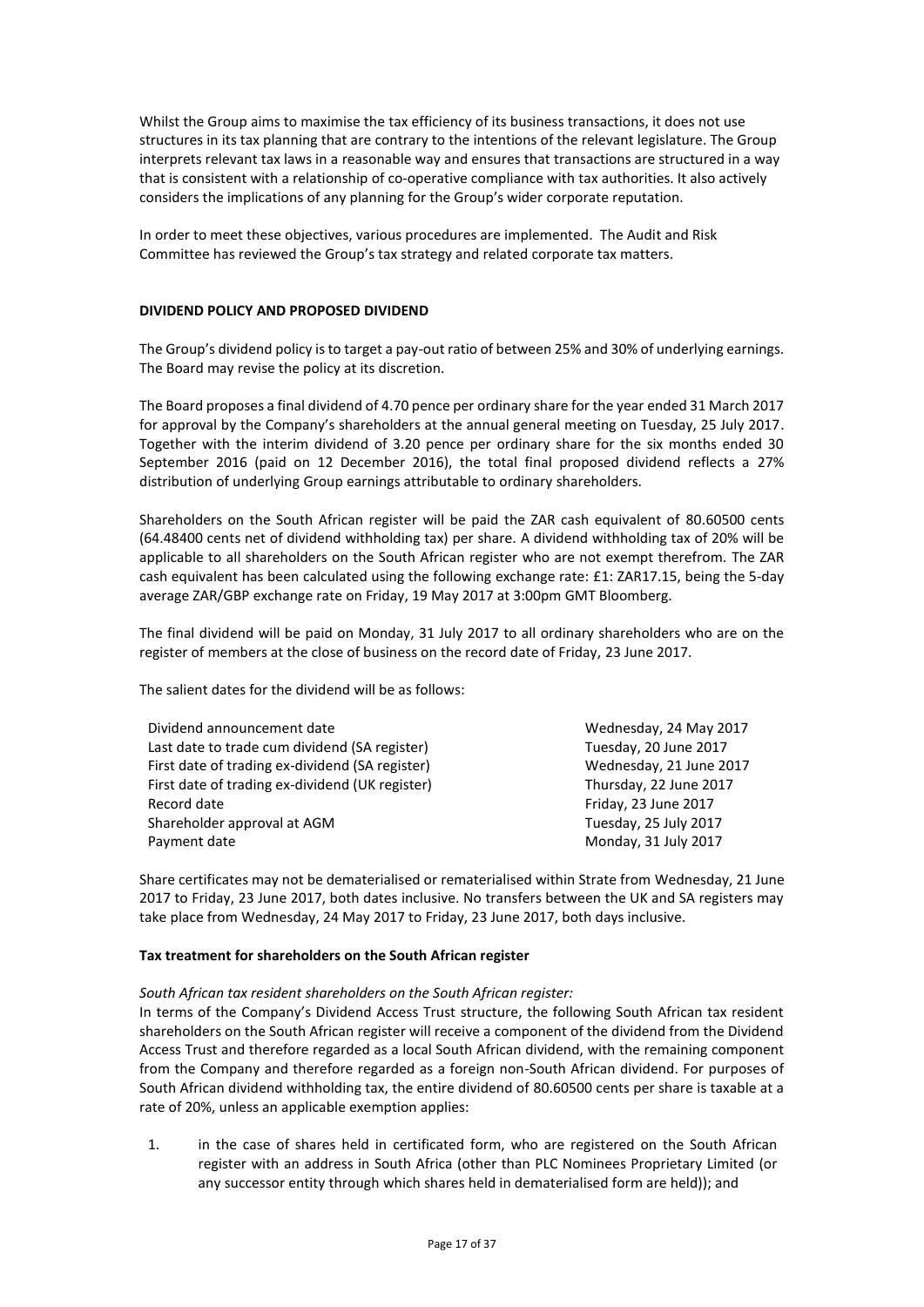Whilst the Group aims to maximise the tax efficiency of its business transactions, it does not use structures in its tax planning that are contrary to the intentions of the relevant legislature. The Group interprets relevant tax laws in a reasonable way and ensures that transactions are structured in a way that is consistent with a relationship of co-operative compliance with tax authorities. It also actively considers the implications of any planning for the Group's wider corporate reputation.

In order to meet these objectives, various procedures are implemented. The Audit and Risk Committee has reviewed the Group's tax strategy and related corporate tax matters.

**DIVIDEND POLICY AND PROPOSED DIVIDEND**

The Group's dividend policy is to target a pay-out ratio of between 25% and 30% of underlying earnings. The Board may revise the policy at its discretion.

The Board proposes a final dividend of 4.70 pence per ordinary share for the year ended 31 March 2017 for approval by the Company's shareholders at the annual general meeting on Tuesday, 25 July 2017. Together with the interim dividend of 3.20 pence per ordinary share for the six months ended 30 September 2016 (paid on 12 December 2016), the total final proposed dividend reflects a 27% distribution of underlying Group earnings attributable to ordinary shareholders.

Shareholders on the South African register will be paid the ZAR cash equivalent of 80.60500 cents (64.48400 cents net of dividend withholding tax) per share. A dividend withholding tax of 20% will be applicable to all shareholders on the South African register who are not exempt therefrom. The ZAR cash equivalent has been calculated using the following exchange rate: £1: ZAR17.15, being the 5-day average ZAR/GBP exchange rate on Friday, 19 May 2017 at 3:00pm GMT Bloomberg.

The final dividend will be paid on Monday, 31 July 2017 to all ordinary shareholders who are on the register of members at the close of business on the record date of Friday, 23 June 2017.

The salient dates for the dividend will be as follows:

| | |
|---|---|
| Dividend announcement date | Wednesday, 24 May 2017 |
| Last date to trade cum dividend (SA register) | Tuesday, 20 June 2017 |
| First date of trading ex-dividend (SA register) | Wednesday, 21 June 2017 |
| First date of trading ex-dividend (UK register) | Thursday, 22 June 2017 |
| Record date | Friday, 23 June 2017 |
| Shareholder approval at AGM | Tuesday, 25 July 2017 |
| Payment date | Monday, 31 July 2017 |

Share certificates may not be dematerialised or rematerialised within Strate from Wednesday, 21 June 2017 to Friday, 23 June 2017, both dates inclusive. No transfers between the UK and SA registers may take place from Wednesday, 24 May 2017 to Friday, 23 June 2017, both days inclusive.

**Tax treatment for shareholders on the South African register**

*South African tax resident shareholders on the South African register:*

In terms of the Company's Dividend Access Trust structure, the following South African tax resident shareholders on the South African register will receive a component of the dividend from the Dividend Access Trust and therefore regarded as a local South African dividend, with the remaining component from the Company and therefore regarded as a foreign non-South African dividend. For purposes of South African dividend withholding tax, the entire dividend of 80.60500 cents per share is taxable at a rate of 20%, unless an applicable exemption applies:

1. in the case of shares held in certificated form, who are registered on the South African register with an address in South Africa (other than PLC Nominees Proprietary Limited (or any successor entity through which shares held in dematerialised form are held)); and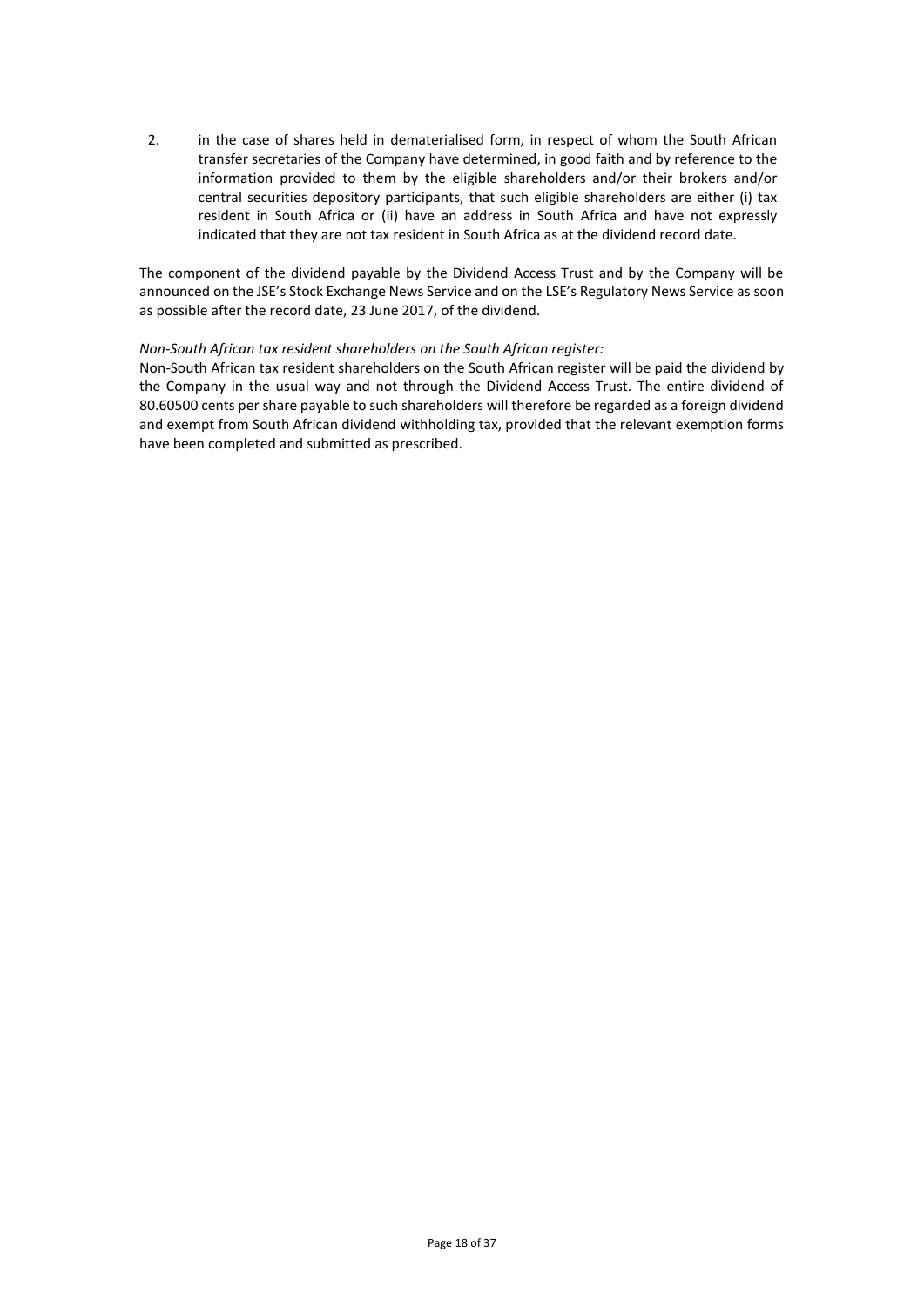2. in the case of shares held in dematerialised form, in respect of whom the South African transfer secretaries of the Company have determined, in good faith and by reference to the information provided to them by the eligible shareholders and/or their brokers and/or central securities depository participants, that such eligible shareholders are either (i) tax resident in South Africa or (ii) have an address in South Africa and have not expressly indicated that they are not tax resident in South Africa as at the dividend record date.

The component of the dividend payable by the Dividend Access Trust and by the Company will be announced on the JSE's Stock Exchange News Service and on the LSE's Regulatory News Service as soon as possible after the record date, 23 June 2017, of the dividend.

*Non-South African tax resident shareholders on the South African register:*

Non-South African tax resident shareholders on the South African register will be paid the dividend by the Company in the usual way and not through the Dividend Access Trust. The entire dividend of 80.60500 cents per share payable to such shareholders will therefore be regarded as a foreign dividend and exempt from South African dividend withholding tax, provided that the relevant exemption forms have been completed and submitted as prescribed.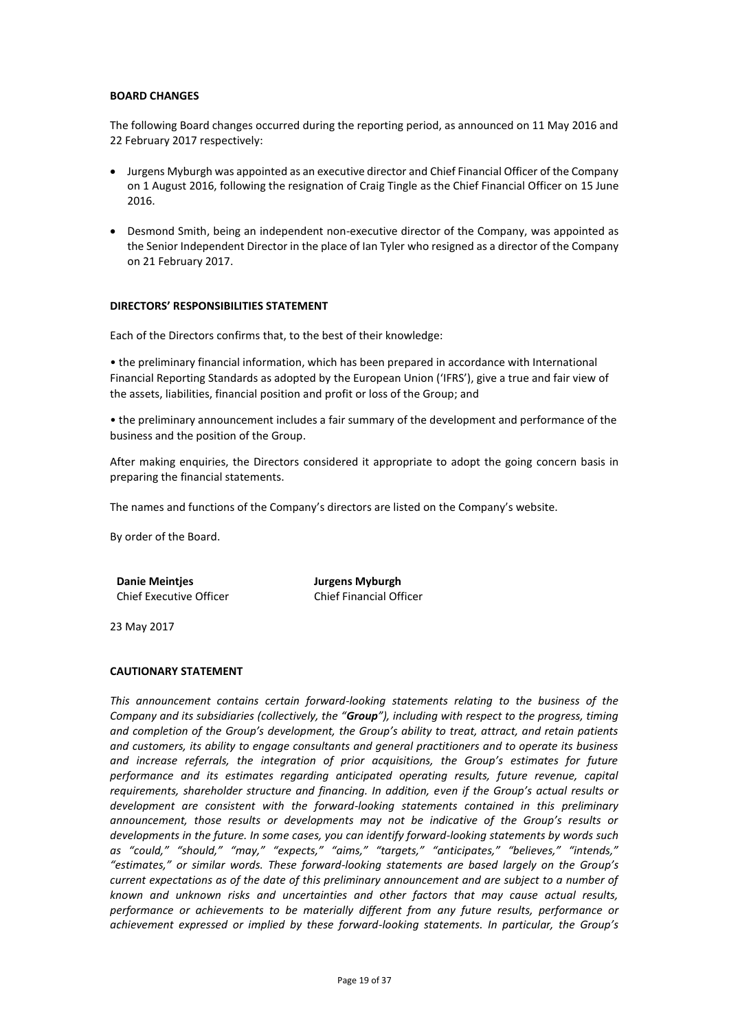**BOARD CHANGES**

The following Board changes occurred during the reporting period, as announced on 11 May 2016 and 22 February 2017 respectively:

- Jurgens Myburgh was appointed as an executive director and Chief Financial Officer of the Company on 1 August 2016, following the resignation of Craig Tingle as the Chief Financial Officer on 15 June 2016.
- Desmond Smith, being an independent non-executive director of the Company, was appointed as the Senior Independent Director in the place of Ian Tyler who resigned as a director of the Company on 21 February 2017.

**DIRECTORS' RESPONSIBILITIES STATEMENT**

Each of the Directors confirms that, to the best of their knowledge:

• the preliminary financial information, which has been prepared in accordance with International Financial Reporting Standards as adopted by the European Union ('IFRS'), give a true and fair view of the assets, liabilities, financial position and profit or loss of the Group; and

• the preliminary announcement includes a fair summary of the development and performance of the business and the position of the Group.

After making enquiries, the Directors considered it appropriate to adopt the going concern basis in preparing the financial statements.

The names and functions of the Company's directors are listed on the Company's website.

By order of the Board.

| **Danie Meintjes** | **Jurgens Myburgh** |
|---|---|
| Chief Executive Officer | Chief Financial Officer |

23 May 2017

**CAUTIONARY STATEMENT**

*This announcement contains certain forward-looking statements relating to the business of the Company and its subsidiaries (collectively, the "**Group**"), including with respect to the progress, timing and completion of the Group's development, the Group's ability to treat, attract, and retain patients and customers, its ability to engage consultants and general practitioners and to operate its business and increase referrals, the integration of prior acquisitions, the Group's estimates for future performance and its estimates regarding anticipated operating results, future revenue, capital requirements, shareholder structure and financing. In addition, even if the Group's actual results or development are consistent with the forward-looking statements contained in this preliminary announcement, those results or developments may not be indicative of the Group's results or developments in the future. In some cases, you can identify forward-looking statements by words such as "could," "should," "may," "expects," "aims," "targets," "anticipates," "believes," "intends," "estimates," or similar words. These forward-looking statements are based largely on the Group's current expectations as of the date of this preliminary announcement and are subject to a number of known and unknown risks and uncertainties and other factors that may cause actual results, performance or achievements to be materially different from any future results, performance or achievement expressed or implied by these forward-looking statements. In particular, the Group's*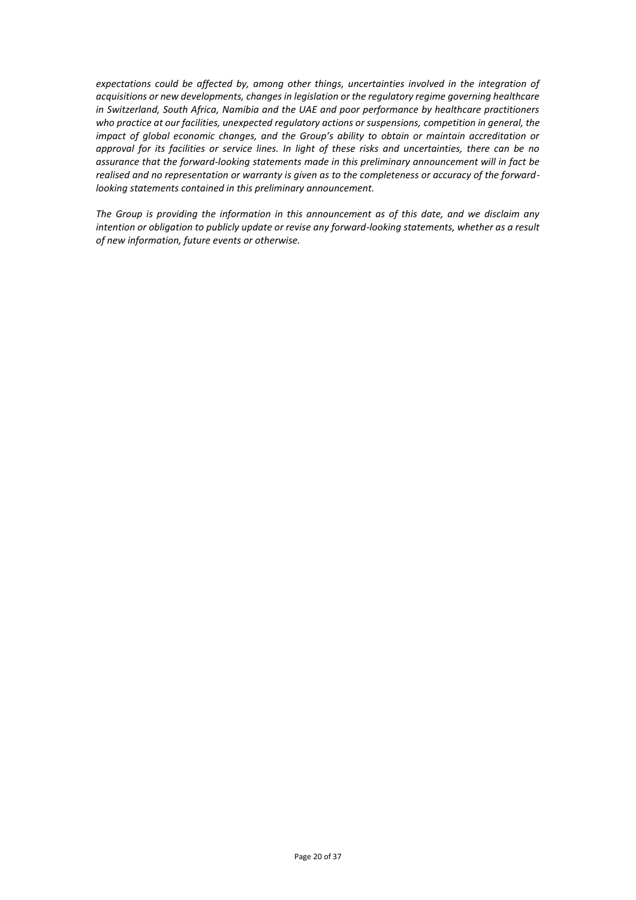*expectations could be affected by, among other things, uncertainties involved in the integration of acquisitions or new developments, changes in legislation or the regulatory regime governing healthcare in Switzerland, South Africa, Namibia and the UAE and poor performance by healthcare practitioners who practice at our facilities, unexpected regulatory actions or suspensions, competition in general, the impact of global economic changes, and the Group's ability to obtain or maintain accreditation or approval for its facilities or service lines. In light of these risks and uncertainties, there can be no assurance that the forward-looking statements made in this preliminary announcement will in fact be realised and no representation or warranty is given as to the completeness or accuracy of the forward-looking statements contained in this preliminary announcement.*

*The Group is providing the information in this announcement as of this date, and we disclaim any intention or obligation to publicly update or revise any forward-looking statements, whether as a result of new information, future events or otherwise.*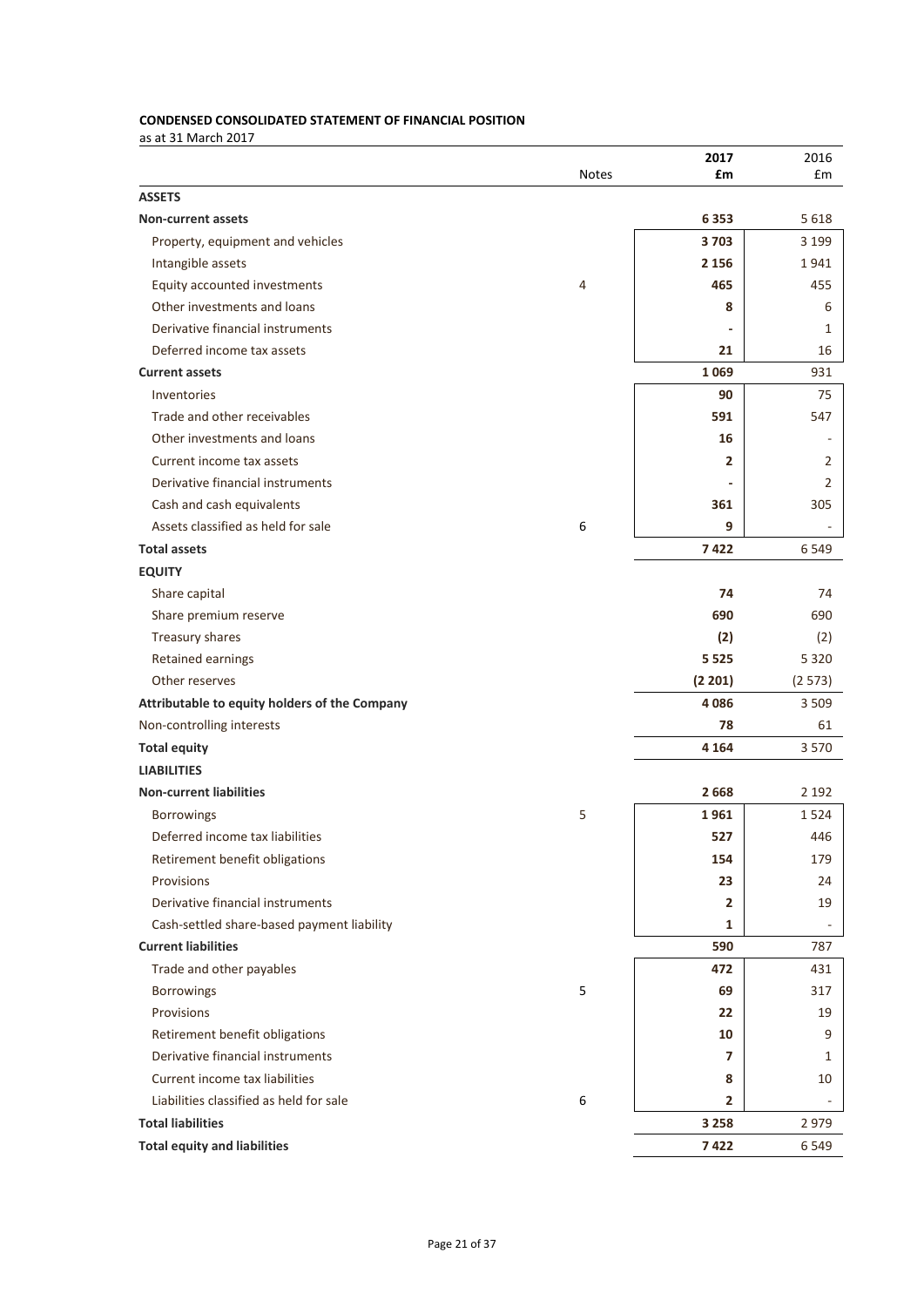**CONDENSED CONSOLIDATED STATEMENT OF FINANCIAL POSITION**

as at 31 March 2017

| | Notes | 2017 £m | 2016 £m |
|---|---|---|---|
| **ASSETS** | | | |
| **Non-current assets** | | **6 353** | 5 618 |
| Property, equipment and vehicles | | **3 703** | 3 199 |
| Intangible assets | | **2 156** | 1 941 |
| Equity accounted investments | 4 | **465** | 455 |
| Other investments and loans | | **8** | 6 |
| Derivative financial instruments | | **-** | 1 |
| Deferred income tax assets | | **21** | 16 |
| **Current assets** | | **1 069** | 931 |
| Inventories | | **90** | 75 |
| Trade and other receivables | | **591** | 547 |
| Other investments and loans | | **16** | - |
| Current income tax assets | | **2** | 2 |
| Derivative financial instruments | | **-** | 2 |
| Cash and cash equivalents | | **361** | 305 |
| Assets classified as held for sale | 6 | **9** | - |
| **Total assets** | | **7 422** | 6 549 |
| **EQUITY** | | | |
| Share capital | | **74** | 74 |
| Share premium reserve | | **690** | 690 |
| Treasury shares | | **(2)** | (2) |
| Retained earnings | | **5 525** | 5 320 |
| Other reserves | | **(2 201)** | (2 573) |
| **Attributable to equity holders of the Company** | | **4 086** | 3 509 |
| Non-controlling interests | | **78** | 61 |
| **Total equity** | | **4 164** | 3 570 |
| **LIABILITIES** | | | |
| **Non-current liabilities** | | **2 668** | 2 192 |
| Borrowings | 5 | **1 961** | 1 524 |
| Deferred income tax liabilities | | **527** | 446 |
| Retirement benefit obligations | | **154** | 179 |
| Provisions | | **23** | 24 |
| Derivative financial instruments | | **2** | 19 |
| Cash-settled share-based payment liability | | **1** | - |
| **Current liabilities** | | **590** | 787 |
| Trade and other payables | | **472** | 431 |
| Borrowings | 5 | **69** | 317 |
| Provisions | | **22** | 19 |
| Retirement benefit obligations | | **10** | 9 |
| Derivative financial instruments | | **7** | 1 |
| Current income tax liabilities | | **8** | 10 |
| Liabilities classified as held for sale | 6 | **2** | - |
| **Total liabilities** | | **3 258** | 2 979 |
| **Total equity and liabilities** | | **7 422** | 6 549 |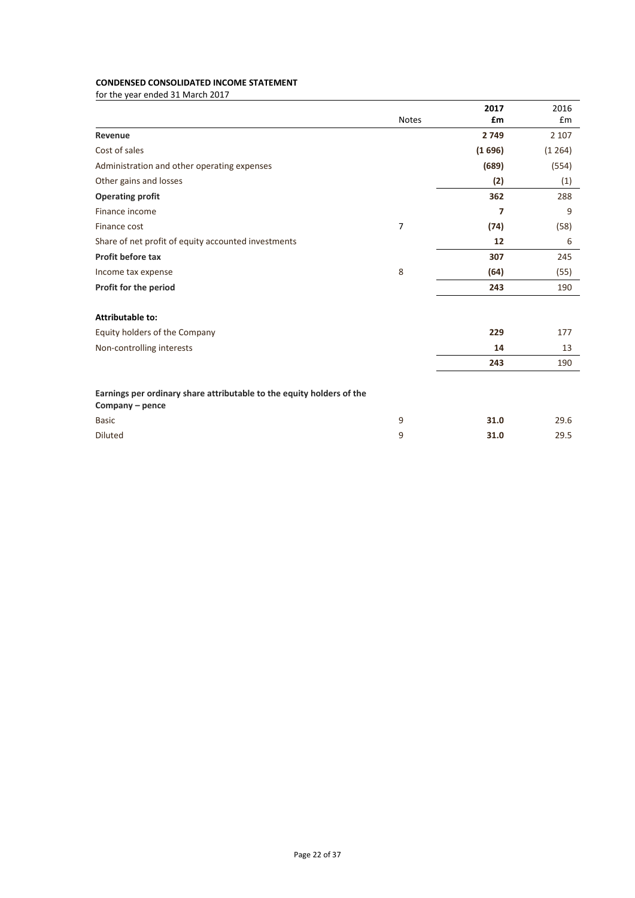**CONDENSED CONSOLIDATED INCOME STATEMENT**

for the year ended 31 March 2017

| | Notes | 2017 £m | 2016 £m |
|---|---|---|---|
| **Revenue** | | **2 749** | 2 107 |
| Cost of sales | | **(1 696)** | (1 264) |
| Administration and other operating expenses | | **(689)** | (554) |
| Other gains and losses | | **(2)** | (1) |
| **Operating profit** | | **362** | 288 |
| Finance income | | **7** | 9 |
| Finance cost | 7 | **(74)** | (58) |
| Share of net profit of equity accounted investments | | **12** | 6 |
| **Profit before tax** | | **307** | 245 |
| Income tax expense | 8 | **(64)** | (55) |
| **Profit for the period** | | **243** | 190 |
| | | | |
| **Attributable to:** | | | |
| Equity holders of the Company | | **229** | 177 |
| Non-controlling interests | | **14** | 13 |
| | | **243** | 190 |
| | | | |
| **Earnings per ordinary share attributable to the equity holders of the Company – pence** | | | |
| Basic | 9 | **31.0** | 29.6 |
| Diluted | 9 | **31.0** | 29.5 |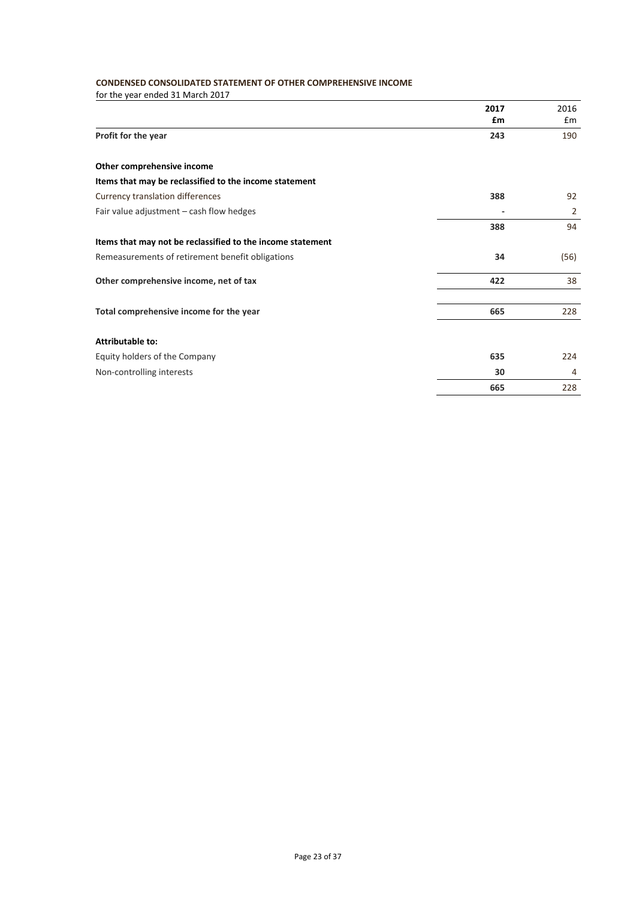**CONDENSED CONSOLIDATED STATEMENT OF OTHER COMPREHENSIVE INCOME**

for the year ended 31 March 2017

| | 2017 £m | 2016 £m |
|---|---|---|
| **Profit for the year** | **243** | 190 |
| | | |
| **Other comprehensive income** | | |
| **Items that may be reclassified to the income statement** | | |
| Currency translation differences | **388** | 92 |
| Fair value adjustment – cash flow hedges | **-** | 2 |
| | **388** | 94 |
| **Items that may not be reclassified to the income statement** | | |
| Remeasurements of retirement benefit obligations | **34** | (56) |
| **Other comprehensive income, net of tax** | **422** | 38 |
| | | |
| **Total comprehensive income for the year** | **665** | 228 |
| | | |
| **Attributable to:** | | |
| Equity holders of the Company | **635** | 224 |
| Non-controlling interests | **30** | 4 |
| | **665** | 228 |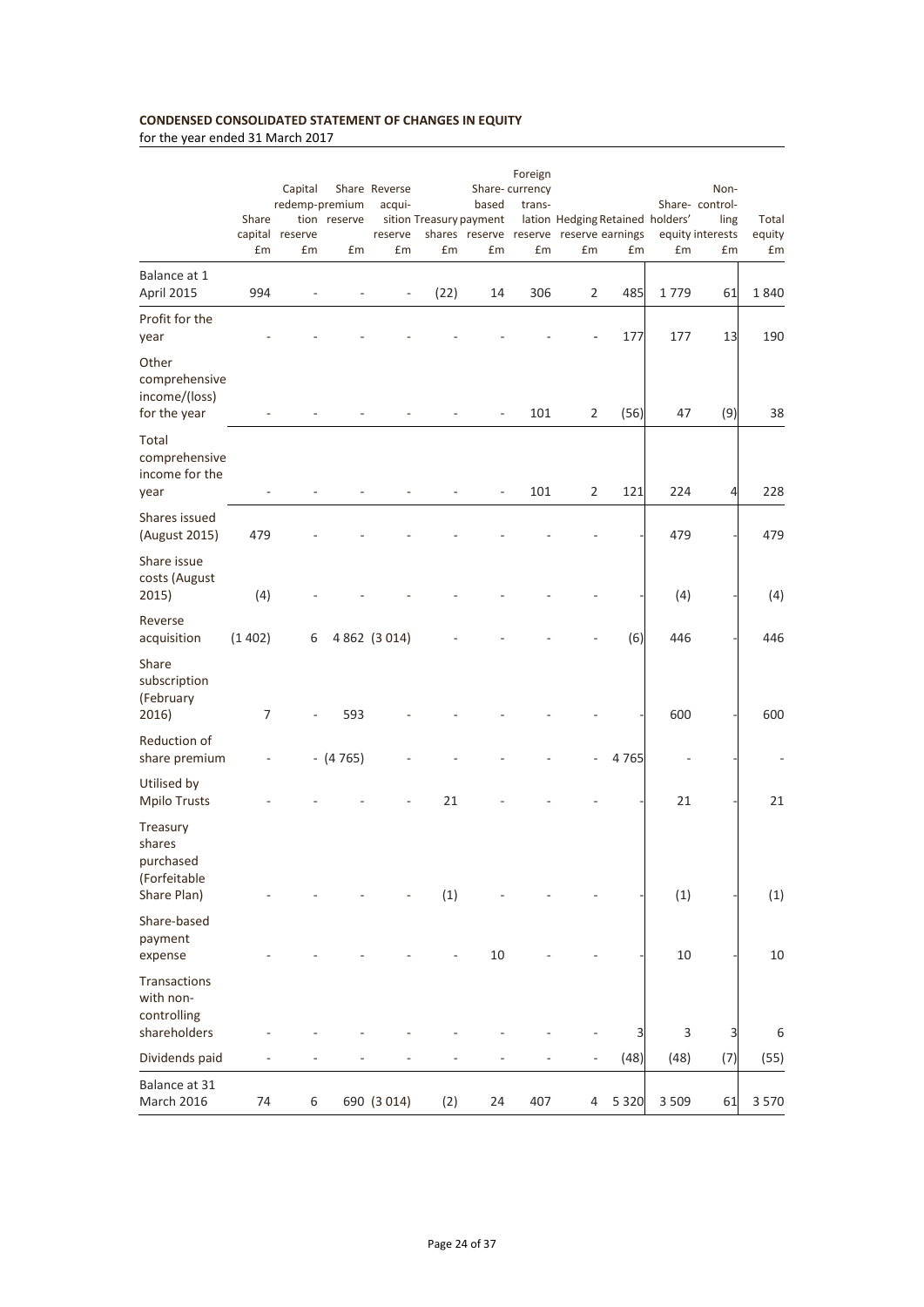**CONDENSED CONSOLIDATED STATEMENT OF CHANGES IN EQUITY**
for the year ended 31 March 2017

| | Share capital £m | Capital redemption reserve £m | Share premium reserve £m | Reverse acquisition reserve £m | Treasury shares £m | Share-based payment reserve £m | Foreign currency translation reserve £m | Hedging reserve £m | Retained earnings £m | Shareholders' equity £m | Non-controlling interests £m | Total equity £m |
|---|---|---|---|---|---|---|---|---|---|---|---|---|
| Balance at 1 April 2015 | 994 | - | - | - | (22) | 14 | 306 | 2 | 485 | 1 779 | 61 | 1 840 |
| Profit for the year | - | - | - | - | - | - | - | - | 177 | 177 | 13 | 190 |
| Other comprehensive income/(loss) for the year | - | - | - | - | - | - | 101 | 2 | (56) | 47 | (9) | 38 |
| Total comprehensive income for the year | - | - | - | - | - | - | 101 | 2 | 121 | 224 | 4 | 228 |
| Shares issued (August 2015) | 479 | - | - | - | - | - | - | - | - | 479 | - | 479 |
| Share issue costs (August 2015) | (4) | - | - | - | - | - | - | - | - | (4) | - | (4) |
| Reverse acquisition | (1 402) | 6 | 4 862 | (3 014) | - | - | - | - | (6) | 446 | - | 446 |
| Share subscription (February 2016) | 7 | - | 593 | - | - | - | - | - | - | 600 | - | 600 |
| Reduction of share premium | - | - | (4 765) | - | - | - | - | - | 4 765 | - | - | - |
| Utilised by Mpilo Trusts | - | - | - | - | 21 | - | - | - | - | 21 | - | 21 |
| Treasury shares purchased (Forfeitable Share Plan) | - | - | - | - | (1) | - | - | - | - | (1) | - | (1) |
| Share-based payment expense | - | - | - | - | - | 10 | - | - | - | 10 | - | 10 |
| Transactions with non-controlling shareholders | - | - | - | - | - | - | - | - | 3 | 3 | 3 | 6 |
| Dividends paid | - | - | - | - | - | - | - | - | (48) | (48) | (7) | (55) |
| Balance at 31 March 2016 | 74 | 6 | 690 | (3 014) | (2) | 24 | 407 | 4 | 5 320 | 3 509 | 61 | 3 570 |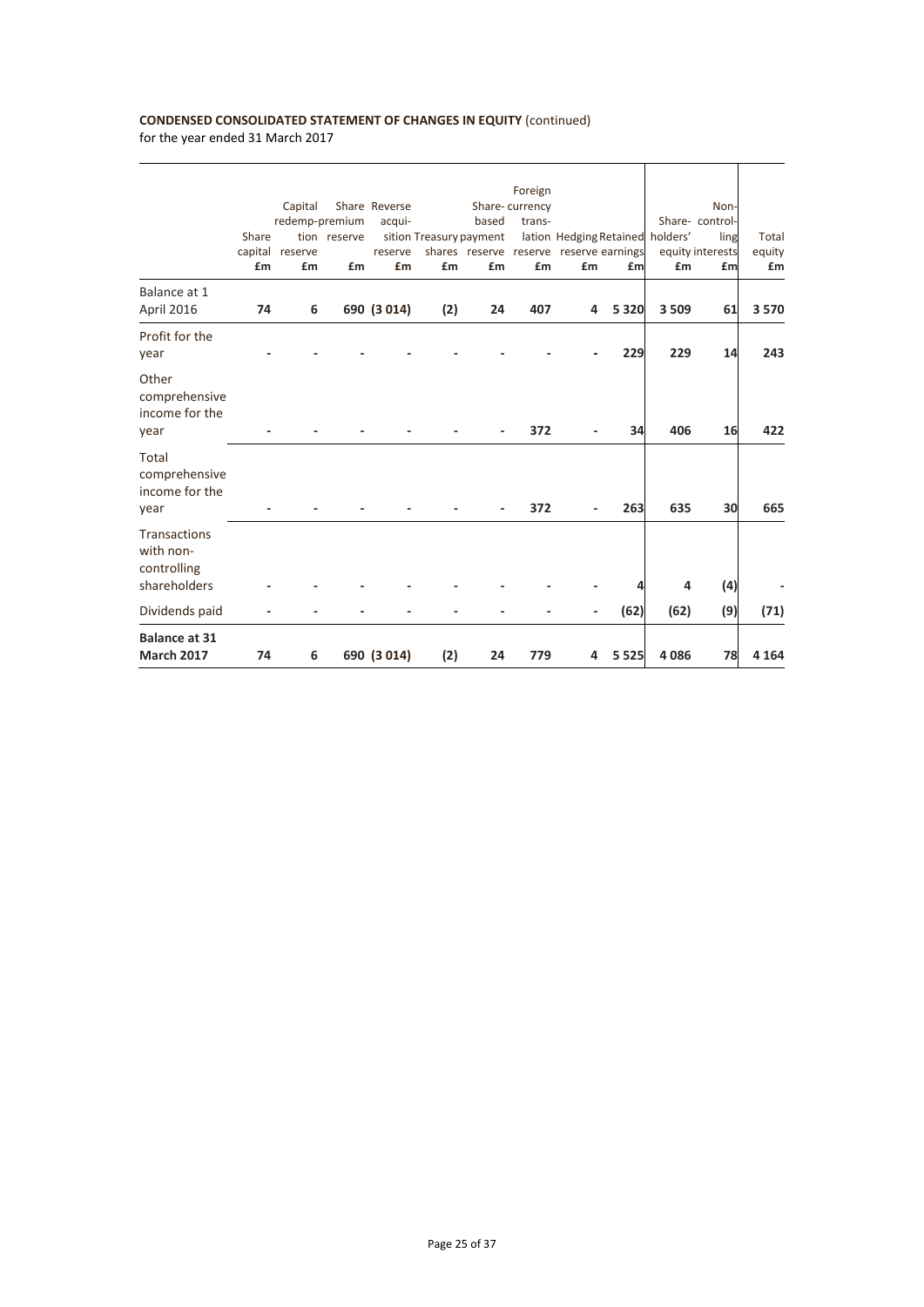**CONDENSED CONSOLIDATED STATEMENT OF CHANGES IN EQUITY** (continued)
for the year ended 31 March 2017

| | Share capital £m | Capital redemption reserve £m | Share premium reserve £m | Reverse acquisition reserve £m | Treasury shares £m | Share-based payment reserve £m | Foreign currency translation reserve £m | Hedging reserve £m | Retained earnings £m | Shareholders' equity £m | Non-controlling interests £m | Total equity £m |
|---|---|---|---|---|---|---|---|---|---|---|---|---|
| Balance at 1 April 2016 | **74** | **6** | **690** | **(3 014)** | **(2)** | **24** | **407** | **4** | **5 320** | **3 509** | **61** | **3 570** |
| Profit for the year | - | - | - | - | - | - | - | - | **229** | **229** | **14** | **243** |
| Other comprehensive income for the year | - | - | - | - | - | - | **372** | - | **34** | **406** | **16** | **422** |
| Total comprehensive income for the year | - | - | - | - | - | - | **372** | - | **263** | **635** | **30** | **665** |
| Transactions with non-controlling shareholders | - | - | - | - | - | - | - | - | **4** | **4** | **(4)** | - |
| Dividends paid | - | - | - | - | - | - | - | - | **(62)** | **(62)** | **(9)** | **(71)** |
| **Balance at 31 March 2017** | **74** | **6** | **690** | **(3 014)** | **(2)** | **24** | **779** | **4** | **5 525** | **4 086** | **78** | **4 164** |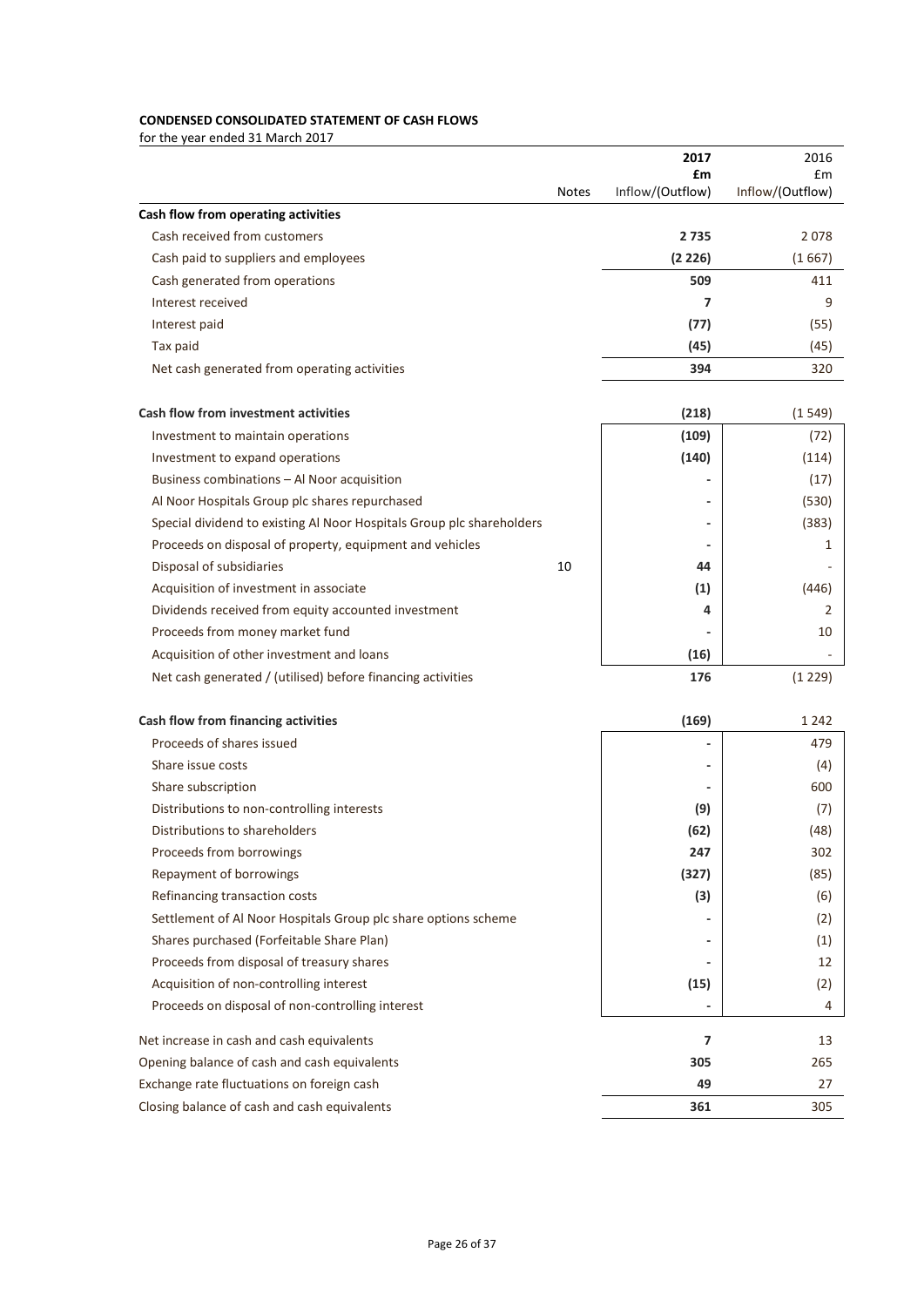**CONDENSED CONSOLIDATED STATEMENT OF CASH FLOWS**
for the year ended 31 March 2017

| | Notes | **2017 £m Inflow/(Outflow)** | 2016 £m Inflow/(Outflow) |
|---|---|---|---|
| **Cash flow from operating activities** | | | |
| Cash received from customers | | **2 735** | 2 078 |
| Cash paid to suppliers and employees | | **(2 226)** | (1 667) |
| Cash generated from operations | | **509** | 411 |
| Interest received | | **7** | 9 |
| Interest paid | | **(77)** | (55) |
| Tax paid | | **(45)** | (45) |
| Net cash generated from operating activities | | **394** | 320 |
| | | | |
| **Cash flow from investment activities** | | **(218)** | (1 549) |
| Investment to maintain operations | | **(109)** | (72) |
| Investment to expand operations | | **(140)** | (114) |
| Business combinations – Al Noor acquisition | | **-** | (17) |
| Al Noor Hospitals Group plc shares repurchased | | **-** | (530) |
| Special dividend to existing Al Noor Hospitals Group plc shareholders | | **-** | (383) |
| Proceeds on disposal of property, equipment and vehicles | | **-** | 1 |
| Disposal of subsidiaries | 10 | **44** | - |
| Acquisition of investment in associate | | **(1)** | (446) |
| Dividends received from equity accounted investment | | **4** | 2 |
| Proceeds from money market fund | | **-** | 10 |
| Acquisition of other investment and loans | | **(16)** | - |
| Net cash generated / (utilised) before financing activities | | **176** | (1 229) |
| | | | |
| **Cash flow from financing activities** | | **(169)** | 1 242 |
| Proceeds of shares issued | | **-** | 479 |
| Share issue costs | | **-** | (4) |
| Share subscription | | **-** | 600 |
| Distributions to non-controlling interests | | **(9)** | (7) |
| Distributions to shareholders | | **(62)** | (48) |
| Proceeds from borrowings | | **247** | 302 |
| Repayment of borrowings | | **(327)** | (85) |
| Refinancing transaction costs | | **(3)** | (6) |
| Settlement of Al Noor Hospitals Group plc share options scheme | | **-** | (2) |
| Shares purchased (Forfeitable Share Plan) | | **-** | (1) |
| Proceeds from disposal of treasury shares | | **-** | 12 |
| Acquisition of non-controlling interest | | **(15)** | (2) |
| Proceeds on disposal of non-controlling interest | | **-** | 4 |
| | | | |
| Net increase in cash and cash equivalents | | **7** | 13 |
| Opening balance of cash and cash equivalents | | **305** | 265 |
| Exchange rate fluctuations on foreign cash | | **49** | 27 |
| Closing balance of cash and cash equivalents | | **361** | 305 |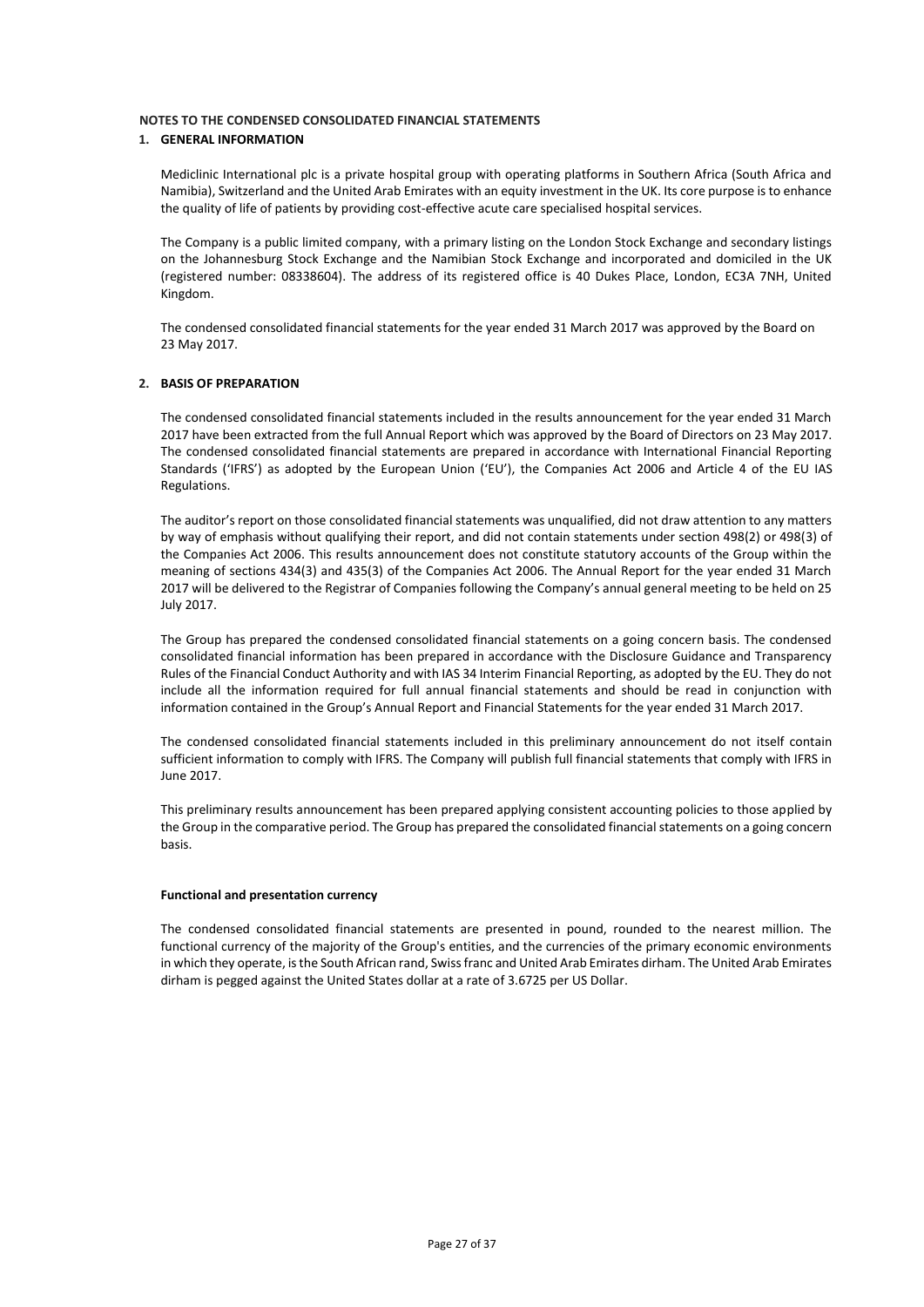## NOTES TO THE CONDENSED CONSOLIDATED FINANCIAL STATEMENTS

### 1. GENERAL INFORMATION

Mediclinic International plc is a private hospital group with operating platforms in Southern Africa (South Africa and Namibia), Switzerland and the United Arab Emirates with an equity investment in the UK. Its core purpose is to enhance the quality of life of patients by providing cost-effective acute care specialised hospital services.

The Company is a public limited company, with a primary listing on the London Stock Exchange and secondary listings on the Johannesburg Stock Exchange and the Namibian Stock Exchange and incorporated and domiciled in the UK (registered number: 08338604). The address of its registered office is 40 Dukes Place, London, EC3A 7NH, United Kingdom.

The condensed consolidated financial statements for the year ended 31 March 2017 was approved by the Board on 23 May 2017.

### 2. BASIS OF PREPARATION

The condensed consolidated financial statements included in the results announcement for the year ended 31 March 2017 have been extracted from the full Annual Report which was approved by the Board of Directors on 23 May 2017. The condensed consolidated financial statements are prepared in accordance with International Financial Reporting Standards ('IFRS') as adopted by the European Union ('EU'), the Companies Act 2006 and Article 4 of the EU IAS Regulations.

The auditor's report on those consolidated financial statements was unqualified, did not draw attention to any matters by way of emphasis without qualifying their report, and did not contain statements under section 498(2) or 498(3) of the Companies Act 2006. This results announcement does not constitute statutory accounts of the Group within the meaning of sections 434(3) and 435(3) of the Companies Act 2006. The Annual Report for the year ended 31 March 2017 will be delivered to the Registrar of Companies following the Company's annual general meeting to be held on 25 July 2017.

The Group has prepared the condensed consolidated financial statements on a going concern basis. The condensed consolidated financial information has been prepared in accordance with the Disclosure Guidance and Transparency Rules of the Financial Conduct Authority and with IAS 34 Interim Financial Reporting, as adopted by the EU. They do not include all the information required for full annual financial statements and should be read in conjunction with information contained in the Group's Annual Report and Financial Statements for the year ended 31 March 2017.

The condensed consolidated financial statements included in this preliminary announcement do not itself contain sufficient information to comply with IFRS. The Company will publish full financial statements that comply with IFRS in June 2017.

This preliminary results announcement has been prepared applying consistent accounting policies to those applied by the Group in the comparative period. The Group has prepared the consolidated financial statements on a going concern basis.

**Functional and presentation currency**

The condensed consolidated financial statements are presented in pound, rounded to the nearest million. The functional currency of the majority of the Group's entities, and the currencies of the primary economic environments in which they operate, is the South African rand, Swiss franc and United Arab Emirates dirham. The United Arab Emirates dirham is pegged against the United States dollar at a rate of 3.6725 per US Dollar.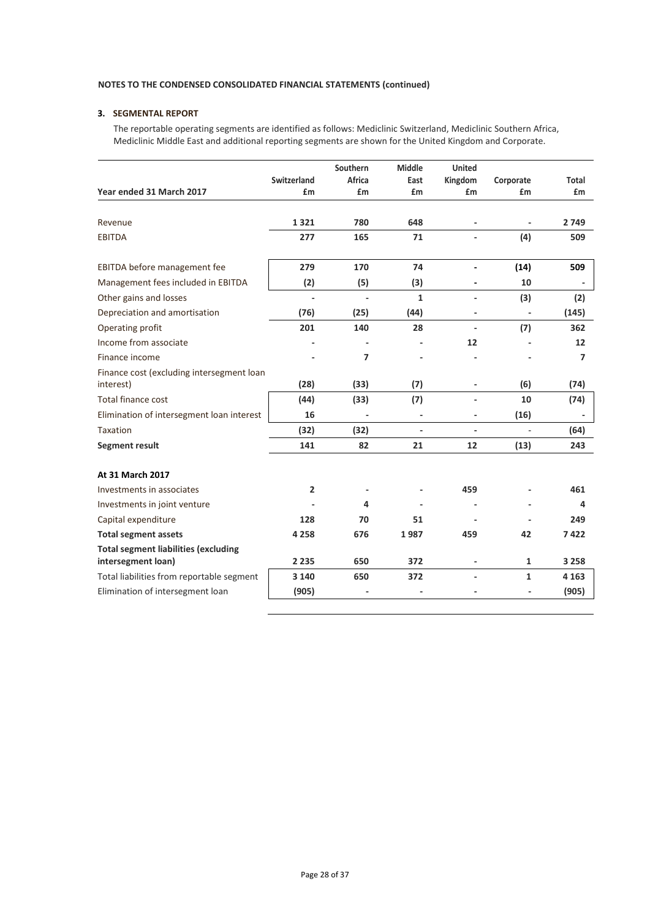**NOTES TO THE CONDENSED CONSOLIDATED FINANCIAL STATEMENTS (continued)**

**3. SEGMENTAL REPORT**

The reportable operating segments are identified as follows: Mediclinic Switzerland, Mediclinic Southern Africa, Mediclinic Middle East and additional reporting segments are shown for the United Kingdom and Corporate.

| Year ended 31 March 2017 | Switzerland £m | Southern Africa £m | Middle East £m | United Kingdom £m | Corporate £m | Total £m |
|---|---|---|---|---|---|---|
| Revenue | **1 321** | **780** | **648** | **-** | **-** | **2 749** |
| EBITDA | **277** | **165** | **71** | **-** | **(4)** | **509** |
| | | | | | | |
| EBITDA before management fee | **279** | **170** | **74** | **-** | **(14)** | **509** |
| Management fees included in EBITDA | **(2)** | **(5)** | **(3)** | **-** | **10** | **-** |
| Other gains and losses | **-** | **-** | **1** | **-** | **(3)** | **(2)** |
| Depreciation and amortisation | **(76)** | **(25)** | **(44)** | **-** | **-** | **(145)** |
| Operating profit | **201** | **140** | **28** | **-** | **(7)** | **362** |
| Income from associate | **-** | **-** | **-** | **12** | **-** | **12** |
| Finance income | **-** | **7** | **-** | **-** | **-** | **7** |
| Finance cost (excluding intersegment loan interest) | **(28)** | **(33)** | **(7)** | **-** | **(6)** | **(74)** |
| Total finance cost | **(44)** | **(33)** | **(7)** | **-** | **10** | **(74)** |
| Elimination of intersegment loan interest | **16** | **-** | **-** | **-** | **(16)** | **-** |
| Taxation | **(32)** | **(32)** | **-** | **-** | **-** | **(64)** |
| **Segment result** | **141** | **82** | **21** | **12** | **(13)** | **243** |
| | | | | | | |
| **At 31 March 2017** | | | | | | |
| Investments in associates | **2** | **-** | **-** | **459** | **-** | **461** |
| Investments in joint venture | **-** | **4** | **-** | **-** | **-** | **4** |
| Capital expenditure | **128** | **70** | **51** | **-** | **-** | **249** |
| **Total segment assets** | **4 258** | **676** | **1 987** | **459** | **42** | **7 422** |
| **Total segment liabilities (excluding intersegment loan)** | **2 235** | **650** | **372** | **-** | **1** | **3 258** |
| Total liabilities from reportable segment | **3 140** | **650** | **372** | **-** | **1** | **4 163** |
| Elimination of intersegment loan | **(905)** | **-** | **-** | **-** | **-** | **(905)** |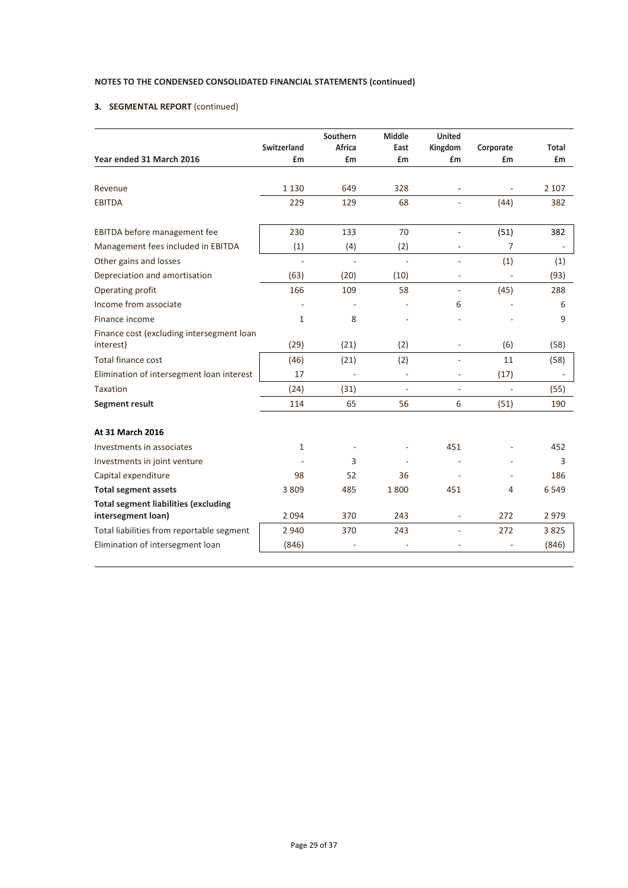**NOTES TO THE CONDENSED CONSOLIDATED FINANCIAL STATEMENTS (continued)**

**3. SEGMENTAL REPORT** (continued)

| Year ended 31 March 2016 | Switzerland £m | Southern Africa £m | Middle East £m | United Kingdom £m | Corporate £m | Total £m |
|---|---|---|---|---|---|---|
| Revenue | 1 130 | 649 | 328 | - | - | 2 107 |
| EBITDA | 229 | 129 | 68 | - | (44) | 382 |
| | | | | | | |
| EBITDA before management fee | 230 | 133 | 70 | - | (51) | 382 |
| Management fees included in EBITDA | (1) | (4) | (2) | - | 7 | - |
| Other gains and losses | - | - | - | - | (1) | (1) |
| Depreciation and amortisation | (63) | (20) | (10) | - | - | (93) |
| Operating profit | 166 | 109 | 58 | - | (45) | 288 |
| Income from associate | - | - | - | 6 | - | 6 |
| Finance income | 1 | 8 | - | - | - | 9 |
| Finance cost (excluding intersegment loan interest) | (29) | (21) | (2) | - | (6) | (58) |
| Total finance cost | (46) | (21) | (2) | - | 11 | (58) |
| Elimination of intersegment loan interest | 17 | - | - | - | (17) | - |
| Taxation | (24) | (31) | - | - | - | (55) |
| **Segment result** | 114 | 65 | 56 | 6 | (51) | 190 |
| | | | | | | |
| **At 31 March 2016** | | | | | | |
| Investments in associates | 1 | - | - | 451 | - | 452 |
| Investments in joint venture | - | 3 | - | - | - | 3 |
| Capital expenditure | 98 | 52 | 36 | - | - | 186 |
| **Total segment assets** | 3 809 | 485 | 1 800 | 451 | 4 | 6 549 |
| **Total segment liabilities (excluding intersegment loan)** | 2 094 | 370 | 243 | - | 272 | 2 979 |
| Total liabilities from reportable segment | 2 940 | 370 | 243 | - | 272 | 3 825 |
| Elimination of intersegment loan | (846) | - | - | - | - | (846) |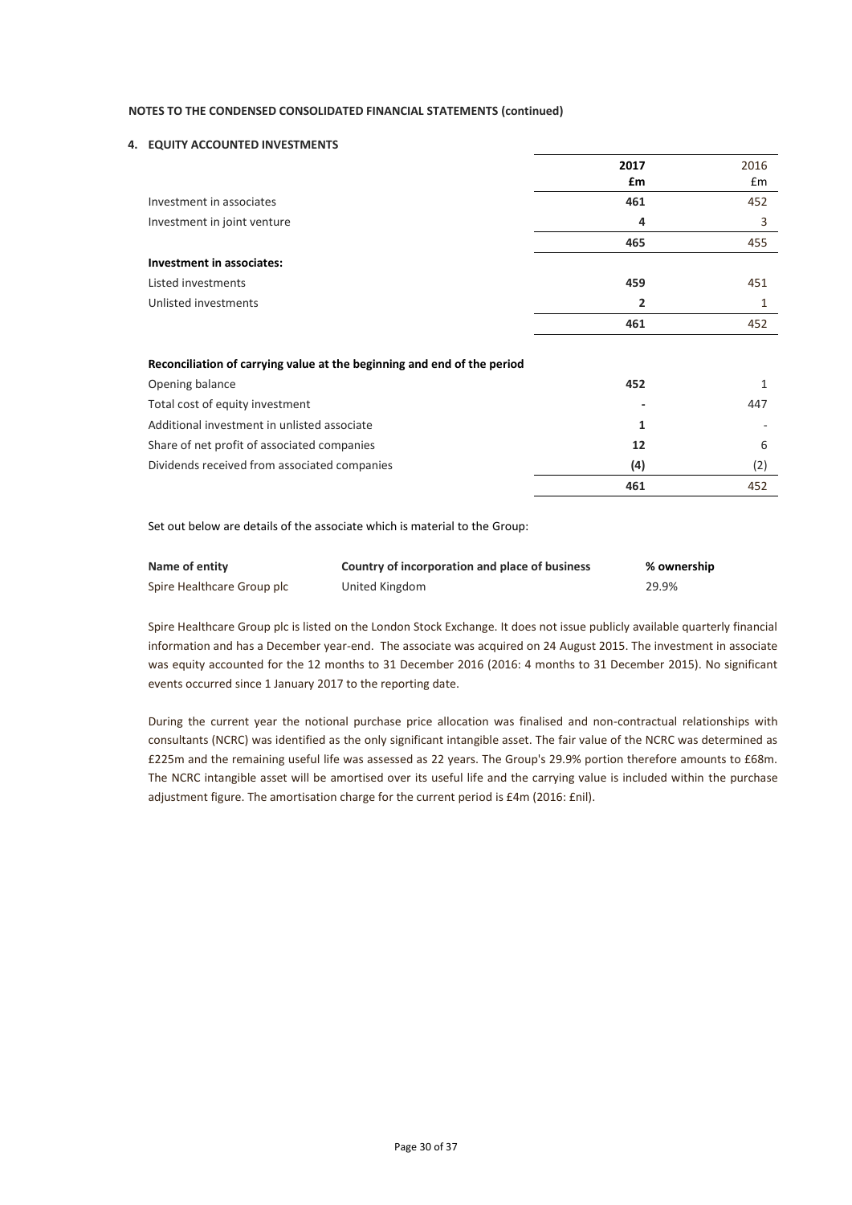**NOTES TO THE CONDENSED CONSOLIDATED FINANCIAL STATEMENTS (continued)**

## 4. EQUITY ACCOUNTED INVESTMENTS

| | **2017** | 2016 |
|---|---|---|
| | **£m** | £m |
| Investment in associates | **461** | 452 |
| Investment in joint venture | **4** | 3 |
| | **465** | 455 |
| **Investment in associates:** | | |
| Listed investments | **459** | 451 |
| Unlisted investments | **2** | 1 |
| | **461** | 452 |

| **Reconciliation of carrying value at the beginning and end of the period** | | |
|---|---|---|
| Opening balance | **452** | 1 |
| Total cost of equity investment | **-** | 447 |
| Additional investment in unlisted associate | **1** | - |
| Share of net profit of associated companies | **12** | 6 |
| Dividends received from associated companies | **(4)** | (2) |
| | **461** | 452 |

Set out below are details of the associate which is material to the Group:

| **Name of entity** | **Country of incorporation and place of business** | **% ownership** |
|---|---|---|
| Spire Healthcare Group plc | United Kingdom | 29.9% |

Spire Healthcare Group plc is listed on the London Stock Exchange. It does not issue publicly available quarterly financial information and has a December year-end. The associate was acquired on 24 August 2015. The investment in associate was equity accounted for the 12 months to 31 December 2016 (2016: 4 months to 31 December 2015). No significant events occurred since 1 January 2017 to the reporting date.

During the current year the notional purchase price allocation was finalised and non-contractual relationships with consultants (NCRC) was identified as the only significant intangible asset. The fair value of the NCRC was determined as £225m and the remaining useful life was assessed as 22 years. The Group's 29.9% portion therefore amounts to £68m. The NCRC intangible asset will be amortised over its useful life and the carrying value is included within the purchase adjustment figure. The amortisation charge for the current period is £4m (2016: £nil).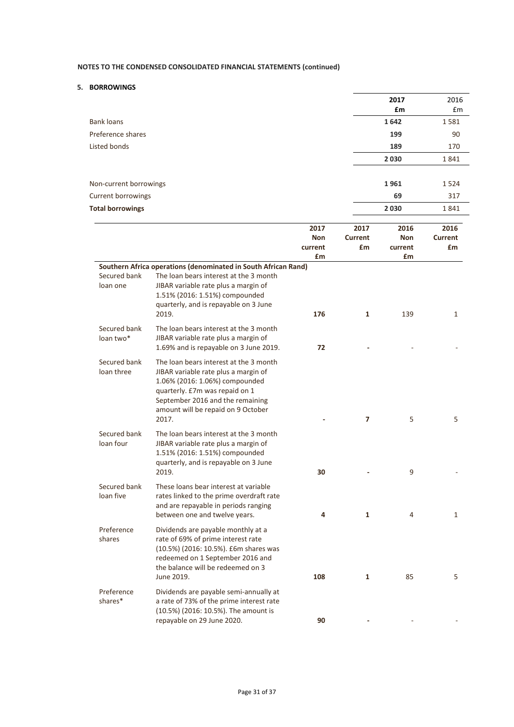**NOTES TO THE CONDENSED CONSOLIDATED FINANCIAL STATEMENTS (continued)**

**5. BORROWINGS**

| | 2017 £m | 2016 £m |
|---|---|---|
| Bank loans | **1 642** | 1 581 |
| Preference shares | **199** | 90 |
| Listed bonds | **189** | 170 |
| | **2 030** | 1 841 |
| | | |
| Non-current borrowings | **1 961** | 1 524 |
| Current borrowings | **69** | 317 |
| **Total borrowings** | **2 030** | 1 841 |

| | | 2017 Non current £m | 2017 Current £m | 2016 Non current £m | 2016 Current £m |
|---|---|---|---|---|---|
| **Southern Africa operations (denominated in South African Rand)** | | | | | |
| Secured bank loan one | The loan bears interest at the 3 month JIBAR variable rate plus a margin of 1.51% (2016: 1.51%) compounded quarterly, and is repayable on 3 June 2019. | **176** | **1** | 139 | 1 |
| Secured bank loan two* | The loan bears interest at the 3 month JIBAR variable rate plus a margin of 1.69% and is repayable on 3 June 2019. | **72** | **-** | - | - |
| Secured bank loan three | The loan bears interest at the 3 month JIBAR variable rate plus a margin of 1.06% (2016: 1.06%) compounded quarterly. £7m was repaid on 1 September 2016 and the remaining amount will be repaid on 9 October 2017. | **-** | **7** | 5 | 5 |
| Secured bank loan four | The loan bears interest at the 3 month JIBAR variable rate plus a margin of 1.51% (2016: 1.51%) compounded quarterly, and is repayable on 3 June 2019. | **30** | **-** | 9 | - |
| Secured bank loan five | These loans bear interest at variable rates linked to the prime overdraft rate and are repayable in periods ranging between one and twelve years. | **4** | **1** | 4 | 1 |
| Preference shares | Dividends are payable monthly at a rate of 69% of prime interest rate (10.5%) (2016: 10.5%). £6m shares was redeemed on 1 September 2016 and the balance will be redeemed on 3 June 2019. | **108** | **1** | 85 | 5 |
| Preference shares* | Dividends are payable semi-annually at a rate of 73% of the prime interest rate (10.5%) (2016: 10.5%). The amount is repayable on 29 June 2020. | **90** | **-** | - | - |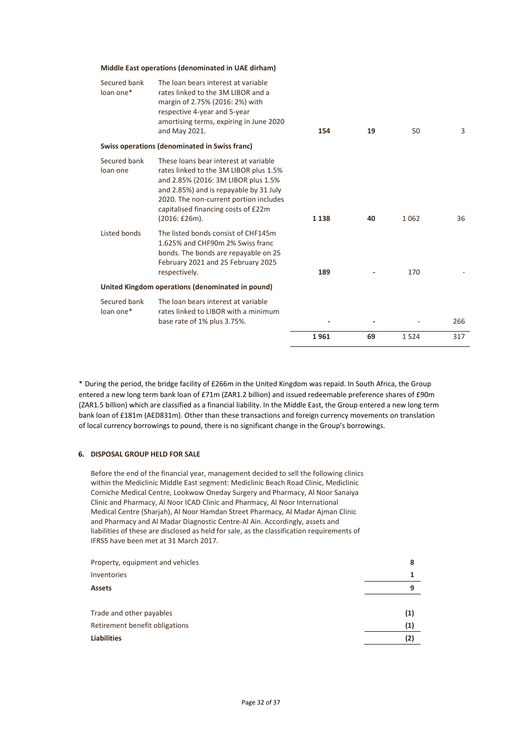| | | | | | |
|---|---|---|---|---|---|
| **Middle East operations (denominated in UAE dirham)** | | | | | |
| Secured bank loan one* | The loan bears interest at variable rates linked to the 3M LIBOR and a margin of 2.75% (2016: 2%) with respective 4-year and 5-year amortising terms, expiring in June 2020 and May 2021. | **154** | **19** | 50 | 3 |
| **Swiss operations (denominated in Swiss franc)** | | | | | |
| Secured bank loan one | These loans bear interest at variable rates linked to the 3M LIBOR plus 1.5% and 2.85% (2016: 3M LIBOR plus 1.5% and 2.85%) and is repayable by 31 July 2020. The non-current portion includes capitalised financing costs of £22m (2016: £26m). | **1 138** | **40** | 1 062 | 36 |
| Listed bonds | The listed bonds consist of CHF145m 1.625% and CHF90m 2% Swiss franc bonds. The bonds are repayable on 25 February 2021 and 25 February 2025 respectively. | **189** | **-** | 170 | - |
| **United Kingdom operations (denominated in pound)** | | | | | |
| Secured bank loan one* | The loan bears interest at variable rates linked to LIBOR with a minimum base rate of 1% plus 3.75%. | **-** | **-** | - | 266 |
| | | **1 961** | **69** | 1 524 | 317 |

\* During the period, the bridge facility of £266m in the United Kingdom was repaid. In South Africa, the Group entered a new long term bank loan of £71m (ZAR1.2 billion) and issued redeemable preference shares of £90m (ZAR1.5 billion) which are classified as a financial liability. In the Middle East, the Group entered a new long term bank loan of £181m (AED831m). Other than these transactions and foreign currency movements on translation of local currency borrowings to pound, there is no significant change in the Group's borrowings.

## 6. DISPOSAL GROUP HELD FOR SALE

Before the end of the financial year, management decided to sell the following clinics within the Mediclinic Middle East segment: Mediclinic Beach Road Clinic, Mediclinic Corniche Medical Centre, Lookwow Oneday Surgery and Pharmacy, Al Noor Sanaiya Clinic and Pharmacy, Al Noor ICAD Clinic and Pharmacy, Al Noor International Medical Centre (Sharjah), Al Noor Hamdan Street Pharmacy, Al Madar Ajman Clinic and Pharmacy and Al Madar Diagnostic Centre-Al Ain. Accordingly, assets and liabilities of these are disclosed as held for sale, as the classification requirements of IFRS5 have been met at 31 March 2017.

| | |
|---|---|
| Property, equipment and vehicles | 8 |
| Inventories | 1 |
| **Assets** | **9** |
| | |
| Trade and other payables | (1) |
| Retirement benefit obligations | (1) |
| **Liabilities** | **(2)** |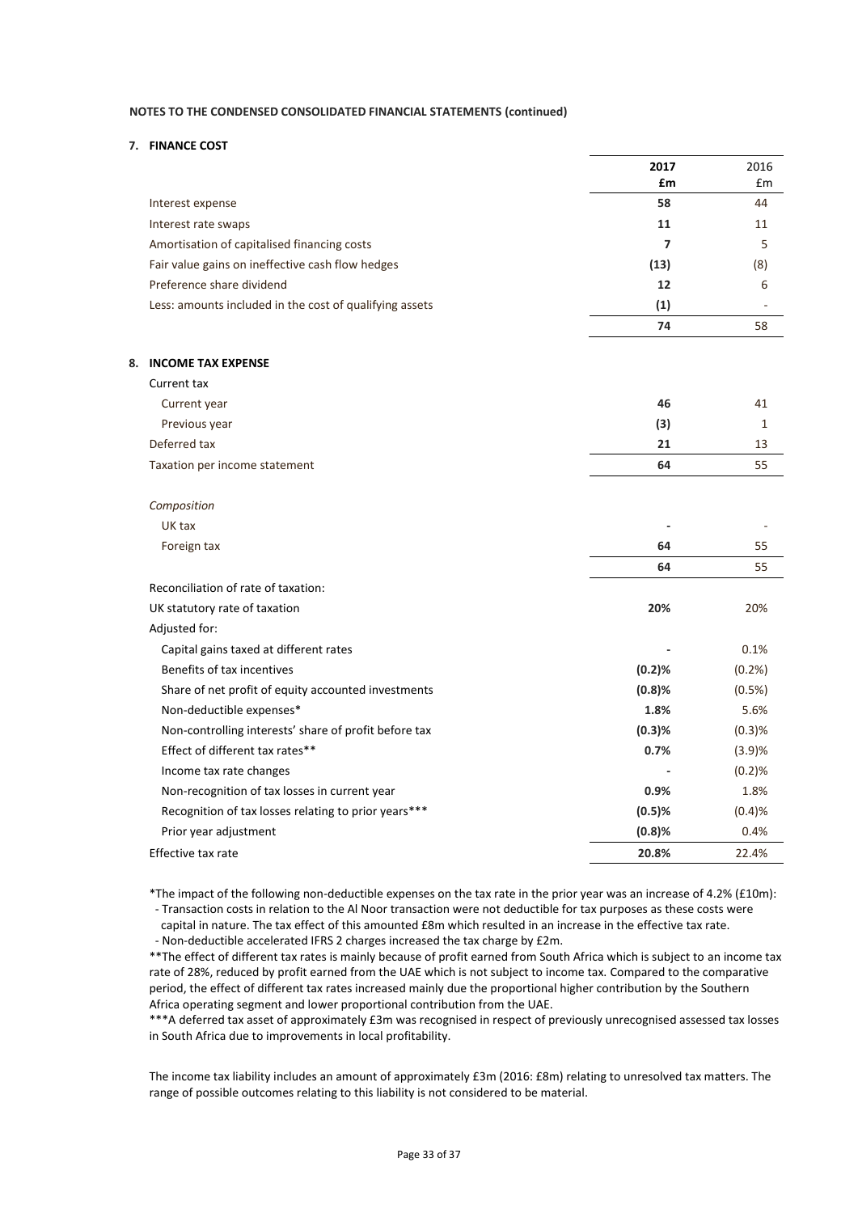**NOTES TO THE CONDENSED CONSOLIDATED FINANCIAL STATEMENTS (continued)**

## 7. FINANCE COST

| | **2017** | 2016 |
|---|---|---|
| | **£m** | £m |
| Interest expense | **58** | 44 |
| Interest rate swaps | **11** | 11 |
| Amortisation of capitalised financing costs | **7** | 5 |
| Fair value gains on ineffective cash flow hedges | **(13)** | (8) |
| Preference share dividend | **12** | 6 |
| Less: amounts included in the cost of qualifying assets | **(1)** | - |
| | **74** | 58 |

## 8. INCOME TAX EXPENSE

| | **2017** | 2016 |
|---|---|---|
| Current tax | | |
| Current year | **46** | 41 |
| Previous year | **(3)** | 1 |
| Deferred tax | **21** | 13 |
| Taxation per income statement | **64** | 55 |
| *Composition* | | |
| UK tax | **-** | - |
| Foreign tax | **64** | 55 |
| | **64** | 55 |
| Reconciliation of rate of taxation: | | |
| UK statutory rate of taxation | **20%** | 20% |
| Adjusted for: | | |
| Capital gains taxed at different rates | **-** | 0.1% |
| Benefits of tax incentives | **(0.2)%** | (0.2%) |
| Share of net profit of equity accounted investments | **(0.8)%** | (0.5%) |
| Non-deductible expenses* | **1.8%** | 5.6% |
| Non-controlling interests' share of profit before tax | **(0.3)%** | (0.3)% |
| Effect of different tax rates** | **0.7%** | (3.9)% |
| Income tax rate changes | **-** | (0.2)% |
| Non-recognition of tax losses in current year | **0.9%** | 1.8% |
| Recognition of tax losses relating to prior years*** | **(0.5)%** | (0.4)% |
| Prior year adjustment | **(0.8)%** | 0.4% |
| Effective tax rate | **20.8%** | 22.4% |

*The impact of the following non-deductible expenses on the tax rate in the prior year was an increase of 4.2% (£10m):
- Transaction costs in relation to the Al Noor transaction were not deductible for tax purposes as these costs were capital in nature. The tax effect of this amounted £8m which resulted in an increase in the effective tax rate.
- Non-deductible accelerated IFRS 2 charges increased the tax charge by £2m.

**The effect of different tax rates is mainly because of profit earned from South Africa which is subject to an income tax rate of 28%, reduced by profit earned from the UAE which is not subject to income tax. Compared to the comparative period, the effect of different tax rates increased mainly due the proportional higher contribution by the Southern Africa operating segment and lower proportional contribution from the UAE.

***A deferred tax asset of approximately £3m was recognised in respect of previously unrecognised assessed tax losses in South Africa due to improvements in local profitability.

The income tax liability includes an amount of approximately £3m (2016: £8m) relating to unresolved tax matters. The range of possible outcomes relating to this liability is not considered to be material.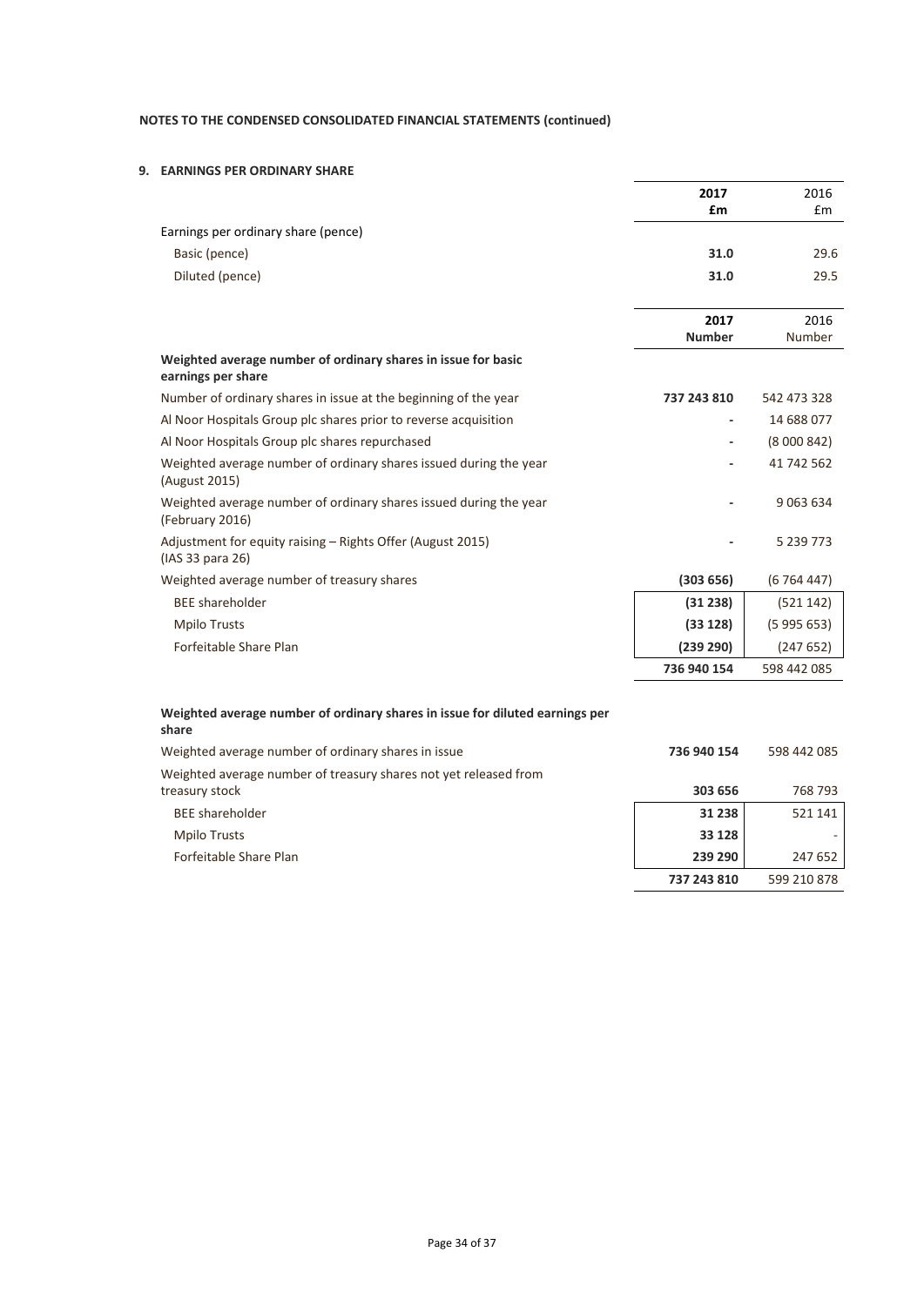**NOTES TO THE CONDENSED CONSOLIDATED FINANCIAL STATEMENTS (continued)**

**9. EARNINGS PER ORDINARY SHARE**

| | **2017** **£m** | 2016 £m |
|---|---|---|
| Earnings per ordinary share (pence) | | |
| Basic (pence) | **31.0** | 29.6 |
| Diluted (pence) | **31.0** | 29.5 |

| | **2017** **Number** | 2016 Number |
|---|---|---|
| **Weighted average number of ordinary shares in issue for basic earnings per share** | | |
| Number of ordinary shares in issue at the beginning of the year | **737 243 810** | 542 473 328 |
| Al Noor Hospitals Group plc shares prior to reverse acquisition | **-** | 14 688 077 |
| Al Noor Hospitals Group plc shares repurchased | **-** | (8 000 842) |
| Weighted average number of ordinary shares issued during the year (August 2015) | **-** | 41 742 562 |
| Weighted average number of ordinary shares issued during the year (February 2016) | **-** | 9 063 634 |
| Adjustment for equity raising – Rights Offer (August 2015) (IAS 33 para 26) | **-** | 5 239 773 |
| Weighted average number of treasury shares | **(303 656)** | (6 764 447) |
| BEE shareholder | **(31 238)** | (521 142) |
| Mpilo Trusts | **(33 128)** | (5 995 653) |
| Forfeitable Share Plan | **(239 290)** | (247 652) |
| | **736 940 154** | 598 442 085 |

| | **2017** | 2016 |
|---|---|---|
| **Weighted average number of ordinary shares in issue for diluted earnings per share** | | |
| Weighted average number of ordinary shares in issue | **736 940 154** | 598 442 085 |
| Weighted average number of treasury shares not yet released from treasury stock | **303 656** | 768 793 |
| BEE shareholder | **31 238** | 521 141 |
| Mpilo Trusts | **33 128** | - |
| Forfeitable Share Plan | **239 290** | 247 652 |
| | **737 243 810** | 599 210 878 |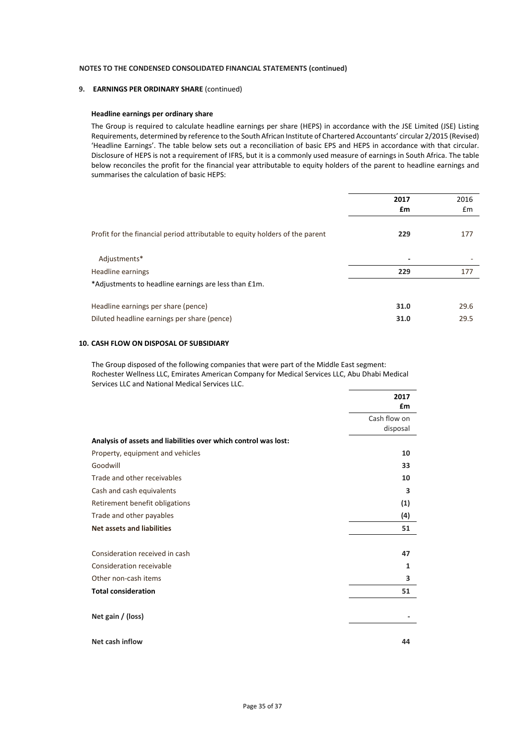**NOTES TO THE CONDENSED CONSOLIDATED FINANCIAL STATEMENTS (continued)**

**9. EARNINGS PER ORDINARY SHARE** (continued)

**Headline earnings per ordinary share**

The Group is required to calculate headline earnings per share (HEPS) in accordance with the JSE Limited (JSE) Listing Requirements, determined by reference to the South African Institute of Chartered Accountants' circular 2/2015 (Revised) 'Headline Earnings'. The table below sets out a reconciliation of basic EPS and HEPS in accordance with that circular. Disclosure of HEPS is not a requirement of IFRS, but it is a commonly used measure of earnings in South Africa. The table below reconciles the profit for the financial year attributable to equity holders of the parent to headline earnings and summarises the calculation of basic HEPS:

| | **2017** **£m** | 2016 £m |
|---|---|---|
| Profit for the financial period attributable to equity holders of the parent | **229** | 177 |
| Adjustments* | **-** | - |
| Headline earnings | **229** | 177 |
| *Adjustments to headline earnings are less than £1m. | | |
| Headline earnings per share (pence) | **31.0** | 29.6 |
| Diluted headline earnings per share (pence) | **31.0** | 29.5 |

**10. CASH FLOW ON DISPOSAL OF SUBSIDIARY**

The Group disposed of the following companies that were part of the Middle East segment: Rochester Wellness LLC, Emirates American Company for Medical Services LLC, Abu Dhabi Medical Services LLC and National Medical Services LLC.

| | **2017** **£m** Cash flow on disposal |
|---|---|
| **Analysis of assets and liabilities over which control was lost:** | |
| Property, equipment and vehicles | **10** |
| Goodwill | **33** |
| Trade and other receivables | **10** |
| Cash and cash equivalents | **3** |
| Retirement benefit obligations | **(1)** |
| Trade and other payables | **(4)** |
| **Net assets and liabilities** | **51** |
| Consideration received in cash | **47** |
| Consideration receivable | **1** |
| Other non-cash items | **3** |
| **Total consideration** | **51** |
| **Net gain / (loss)** | **-** |
| **Net cash inflow** | **44** |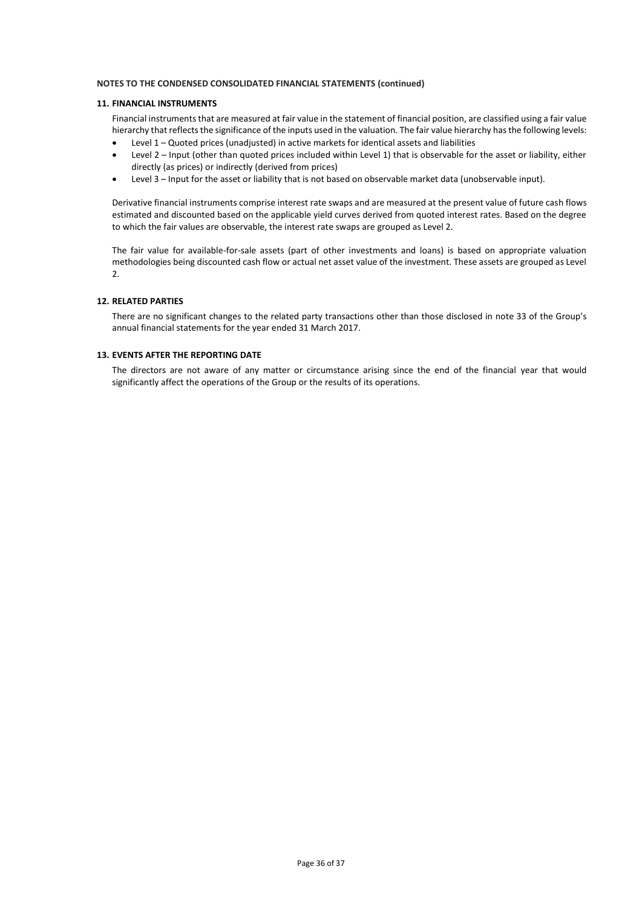**NOTES TO THE CONDENSED CONSOLIDATED FINANCIAL STATEMENTS (continued)**

## 11. FINANCIAL INSTRUMENTS

Financial instruments that are measured at fair value in the statement of financial position, are classified using a fair value hierarchy that reflects the significance of the inputs used in the valuation. The fair value hierarchy has the following levels:

- Level 1 – Quoted prices (unadjusted) in active markets for identical assets and liabilities
- Level 2 – Input (other than quoted prices included within Level 1) that is observable for the asset or liability, either directly (as prices) or indirectly (derived from prices)
- Level 3 – Input for the asset or liability that is not based on observable market data (unobservable input).

Derivative financial instruments comprise interest rate swaps and are measured at the present value of future cash flows estimated and discounted based on the applicable yield curves derived from quoted interest rates. Based on the degree to which the fair values are observable, the interest rate swaps are grouped as Level 2.

The fair value for available-for-sale assets (part of other investments and loans) is based on appropriate valuation methodologies being discounted cash flow or actual net asset value of the investment. These assets are grouped as Level 2.

## 12. RELATED PARTIES

There are no significant changes to the related party transactions other than those disclosed in note 33 of the Group's annual financial statements for the year ended 31 March 2017.

## 13. EVENTS AFTER THE REPORTING DATE

The directors are not aware of any matter or circumstance arising since the end of the financial year that would significantly affect the operations of the Group or the results of its operations.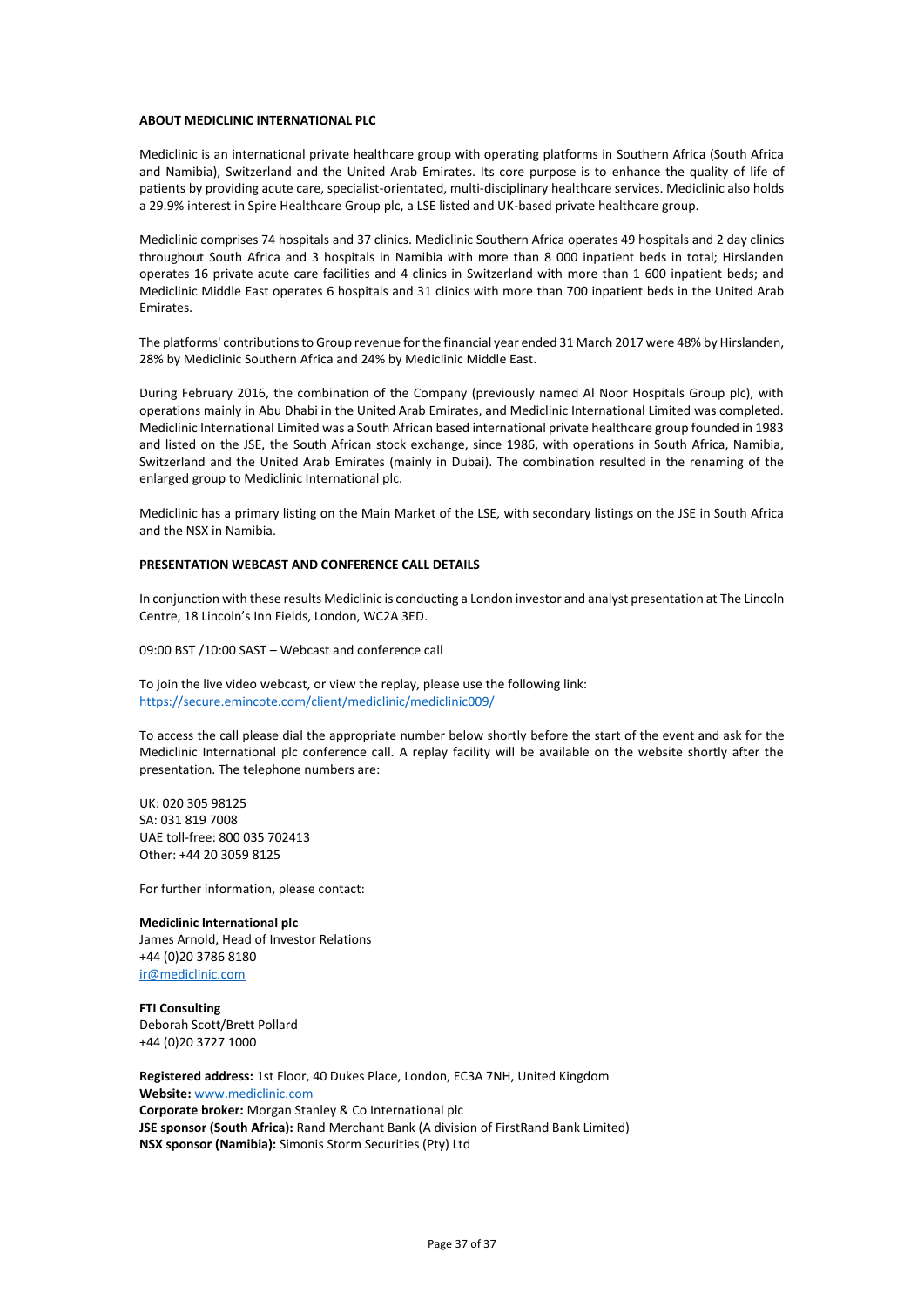**ABOUT MEDICLINIC INTERNATIONAL PLC**

Mediclinic is an international private healthcare group with operating platforms in Southern Africa (South Africa and Namibia), Switzerland and the United Arab Emirates. Its core purpose is to enhance the quality of life of patients by providing acute care, specialist-orientated, multi-disciplinary healthcare services. Mediclinic also holds a 29.9% interest in Spire Healthcare Group plc, a LSE listed and UK-based private healthcare group.

Mediclinic comprises 74 hospitals and 37 clinics. Mediclinic Southern Africa operates 49 hospitals and 2 day clinics throughout South Africa and 3 hospitals in Namibia with more than 8 000 inpatient beds in total; Hirslanden operates 16 private acute care facilities and 4 clinics in Switzerland with more than 1 600 inpatient beds; and Mediclinic Middle East operates 6 hospitals and 31 clinics with more than 700 inpatient beds in the United Arab Emirates.

The platforms' contributions to Group revenue for the financial year ended 31 March 2017 were 48% by Hirslanden, 28% by Mediclinic Southern Africa and 24% by Mediclinic Middle East.

During February 2016, the combination of the Company (previously named Al Noor Hospitals Group plc), with operations mainly in Abu Dhabi in the United Arab Emirates, and Mediclinic International Limited was completed. Mediclinic International Limited was a South African based international private healthcare group founded in 1983 and listed on the JSE, the South African stock exchange, since 1986, with operations in South Africa, Namibia, Switzerland and the United Arab Emirates (mainly in Dubai). The combination resulted in the renaming of the enlarged group to Mediclinic International plc.

Mediclinic has a primary listing on the Main Market of the LSE, with secondary listings on the JSE in South Africa and the NSX in Namibia.

**PRESENTATION WEBCAST AND CONFERENCE CALL DETAILS**

In conjunction with these results Mediclinic is conducting a London investor and analyst presentation at The Lincoln Centre, 18 Lincoln's Inn Fields, London, WC2A 3ED.

09:00 BST /10:00 SAST – Webcast and conference call

To join the live video webcast, or view the replay, please use the following link:
https://secure.emincote.com/client/mediclinic/mediclinic009/

To access the call please dial the appropriate number below shortly before the start of the event and ask for the Mediclinic International plc conference call. A replay facility will be available on the website shortly after the presentation. The telephone numbers are:

UK: 020 305 98125
SA: 031 819 7008
UAE toll-free: 800 035 702413
Other: +44 20 3059 8125

For further information, please contact:

**Mediclinic International plc**
James Arnold, Head of Investor Relations
+44 (0)20 3786 8180
ir@mediclinic.com

**FTI Consulting**
Deborah Scott/Brett Pollard
+44 (0)20 3727 1000

**Registered address:** 1st Floor, 40 Dukes Place, London, EC3A 7NH, United Kingdom
**Website:** www.mediclinic.com
**Corporate broker:** Morgan Stanley & Co International plc
**JSE sponsor (South Africa):** Rand Merchant Bank (A division of FirstRand Bank Limited)
**NSX sponsor (Namibia):** Simonis Storm Securities (Pty) Ltd